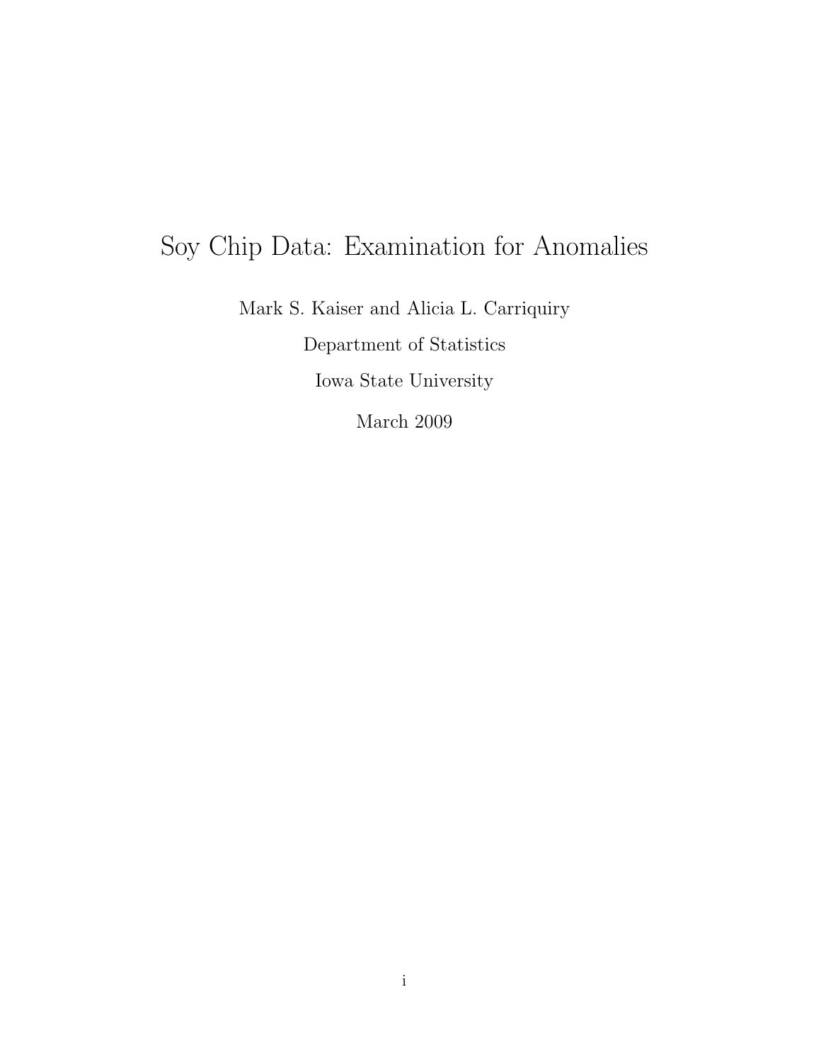# Soy Chip Data: Examination for Anomalies

Mark S. Kaiser and Alicia L. Carriquiry

Department of Statistics

Iowa State University

March 2009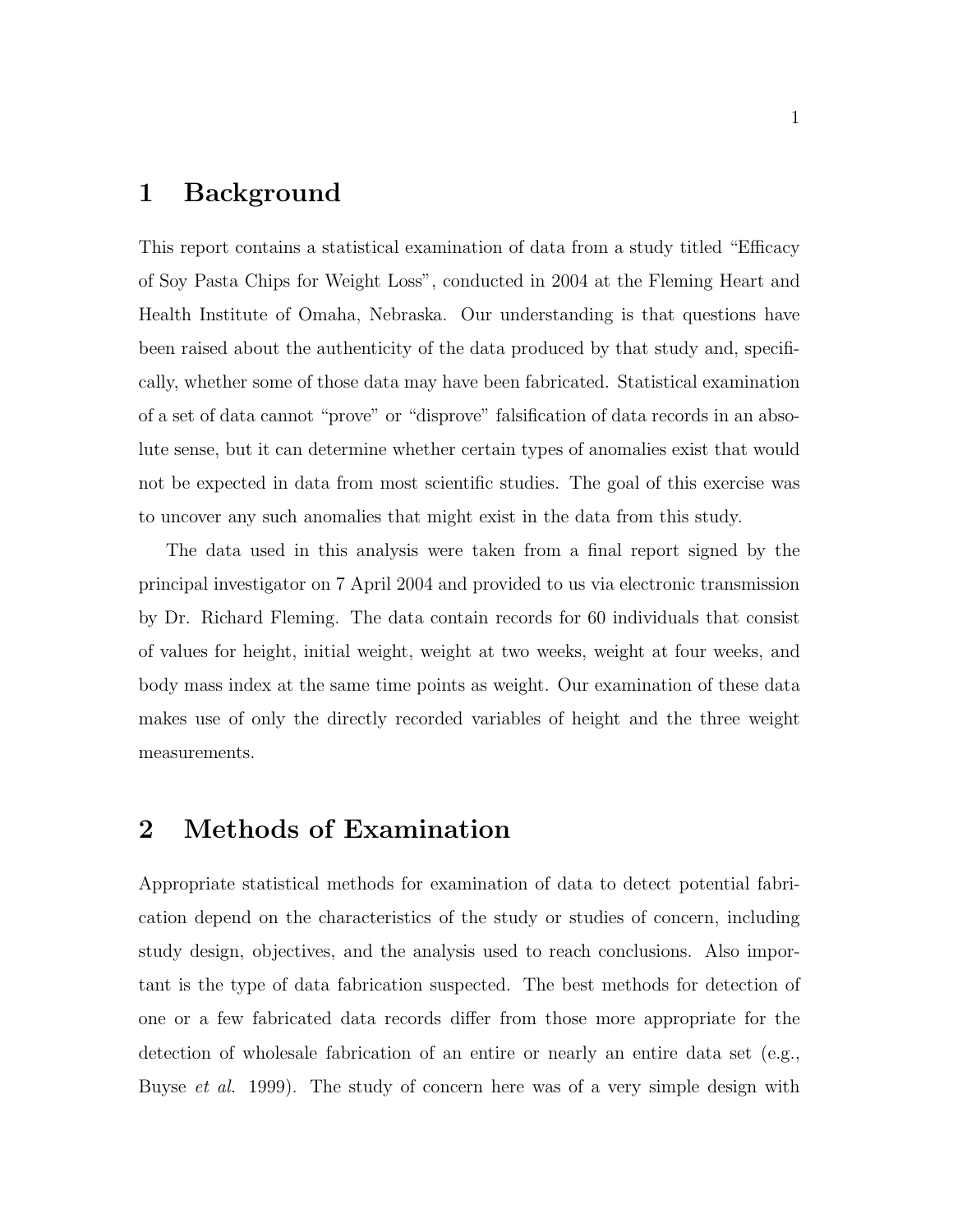# 1 Background

This report contains a statistical examination of data from a study titled "Efficacy of Soy Pasta Chips for Weight Loss", conducted in 2004 at the Fleming Heart and Health Institute of Omaha, Nebraska. Our understanding is that questions have been raised about the authenticity of the data produced by that study and, specifically, whether some of those data may have been fabricated. Statistical examination of a set of data cannot "prove" or "disprove" falsification of data records in an absolute sense, but it can determine whether certain types of anomalies exist that would not be expected in data from most scientific studies. The goal of this exercise was to uncover any such anomalies that might exist in the data from this study.

The data used in this analysis were taken from a final report signed by the principal investigator on 7 April 2004 and provided to us via electronic transmission by Dr. Richard Fleming. The data contain records for 60 individuals that consist of values for height, initial weight, weight at two weeks, weight at four weeks, and body mass index at the same time points as weight. Our examination of these data makes use of only the directly recorded variables of height and the three weight measurements.

# 2 Methods of Examination

Appropriate statistical methods for examination of data to detect potential fabrication depend on the characteristics of the study or studies of concern, including study design, objectives, and the analysis used to reach conclusions. Also important is the type of data fabrication suspected. The best methods for detection of one or a few fabricated data records differ from those more appropriate for the detection of wholesale fabrication of an entire or nearly an entire data set (e.g., Buyse *et al.* 1999). The study of concern here was of a very simple design with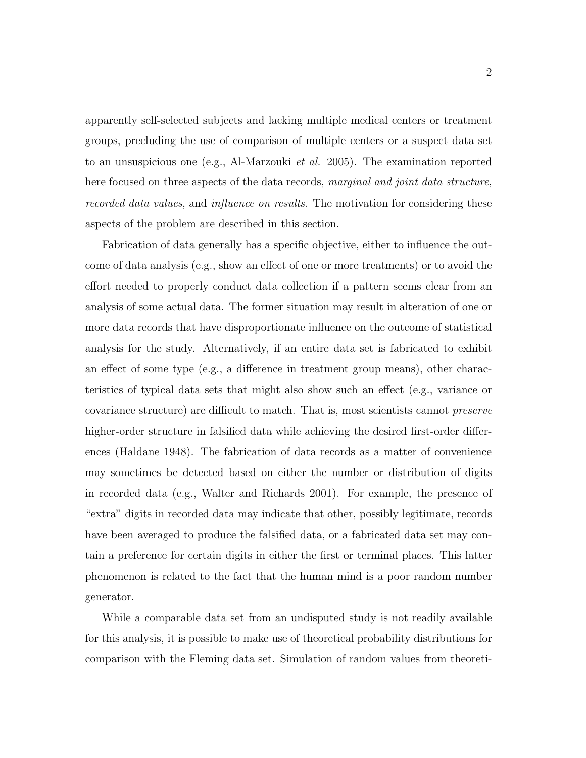apparently self-selected subjects and lacking multiple medical centers or treatment groups, precluding the use of comparison of multiple centers or a suspect data set to an unsuspicious one (e.g., Al-Marzouki *et al.* 2005). The examination reported here focused on three aspects of the data records, *marginal and joint data structure*, *recorded data values*, and *influence on results*. The motivation for considering these aspects of the problem are described in this section.

Fabrication of data generally has a specific objective, either to influence the outcome of data analysis (e.g., show an effect of one or more treatments) or to avoid the effort needed to properly conduct data collection if a pattern seems clear from an analysis of some actual data. The former situation may result in alteration of one or more data records that have disproportionate influence on the outcome of statistical analysis for the study. Alternatively, if an entire data set is fabricated to exhibit an effect of some type (e.g., a difference in treatment group means), other characteristics of typical data sets that might also show such an effect (e.g., variance or covariance structure) are difficult to match. That is, most scientists cannot *preserve* higher-order structure in falsified data while achieving the desired first-order differences (Haldane 1948). The fabrication of data records as a matter of convenience may sometimes be detected based on either the number or distribution of digits in recorded data (e.g., Walter and Richards 2001). For example, the presence of "extra" digits in recorded data may indicate that other, possibly legitimate, records have been averaged to produce the falsified data, or a fabricated data set may contain a preference for certain digits in either the first or terminal places. This latter phenomenon is related to the fact that the human mind is a poor random number generator.

While a comparable data set from an undisputed study is not readily available for this analysis, it is possible to make use of theoretical probability distributions for comparison with the Fleming data set. Simulation of random values from theoreti-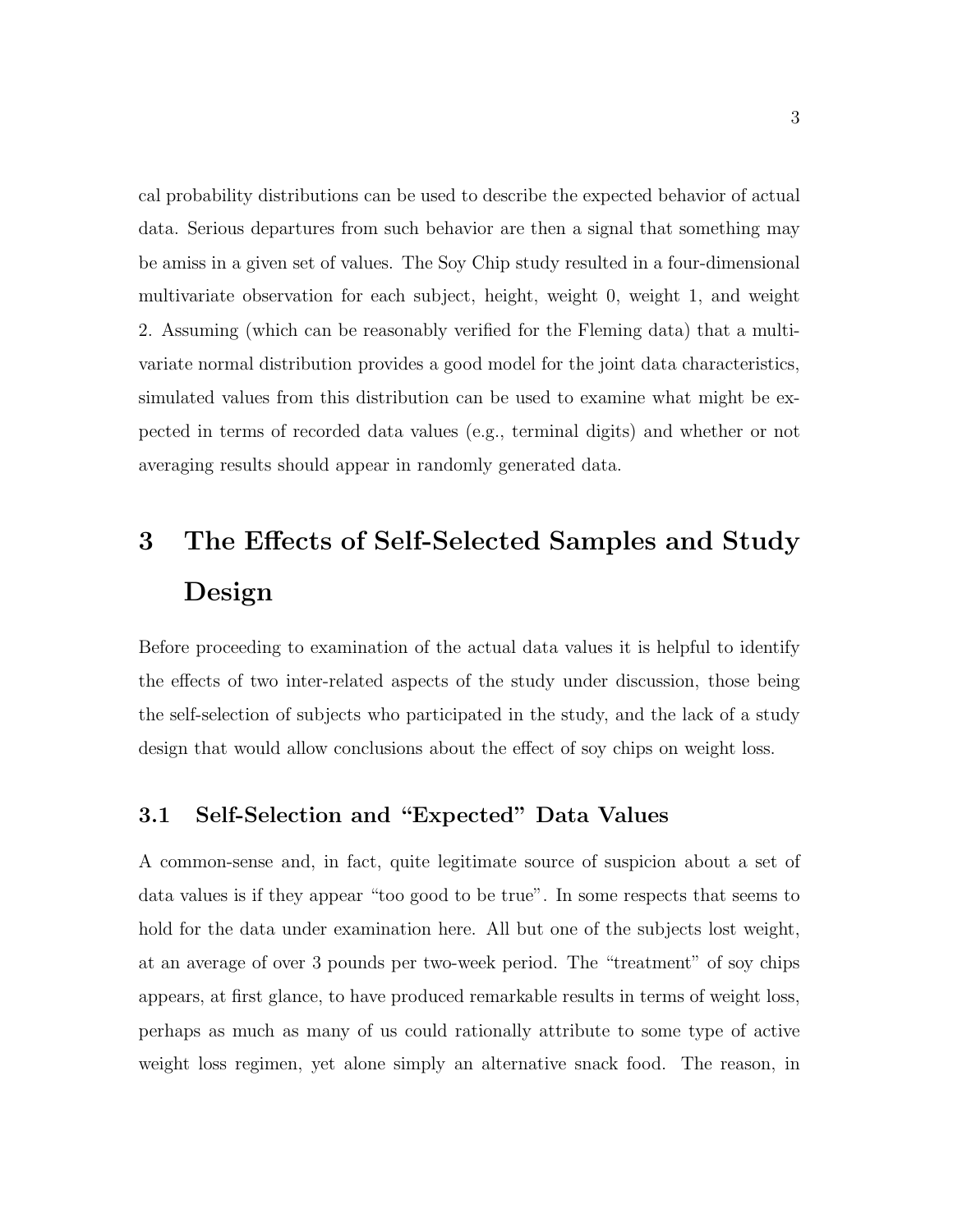cal probability distributions can be used to describe the expected behavior of actual data. Serious departures from such behavior are then a signal that something may be amiss in a given set of values. The Soy Chip study resulted in a four-dimensional multivariate observation for each subject, height, weight 0, weight 1, and weight 2. Assuming (which can be reasonably verified for the Fleming data) that a multivariate normal distribution provides a good model for the joint data characteristics, simulated values from this distribution can be used to examine what might be expected in terms of recorded data values (e.g., terminal digits) and whether or not averaging results should appear in randomly generated data.

# 3 The Effects of Self-Selected Samples and Study Design

Before proceeding to examination of the actual data values it is helpful to identify the effects of two inter-related aspects of the study under discussion, those being the self-selection of subjects who participated in the study, and the lack of a study design that would allow conclusions about the effect of soy chips on weight loss.

## 3.1 Self-Selection and "Expected" Data Values

A common-sense and, in fact, quite legitimate source of suspicion about a set of data values is if they appear "too good to be true". In some respects that seems to hold for the data under examination here. All but one of the subjects lost weight, at an average of over 3 pounds per two-week period. The "treatment" of soy chips appears, at first glance, to have produced remarkable results in terms of weight loss, perhaps as much as many of us could rationally attribute to some type of active weight loss regimen, yet alone simply an alternative snack food. The reason, in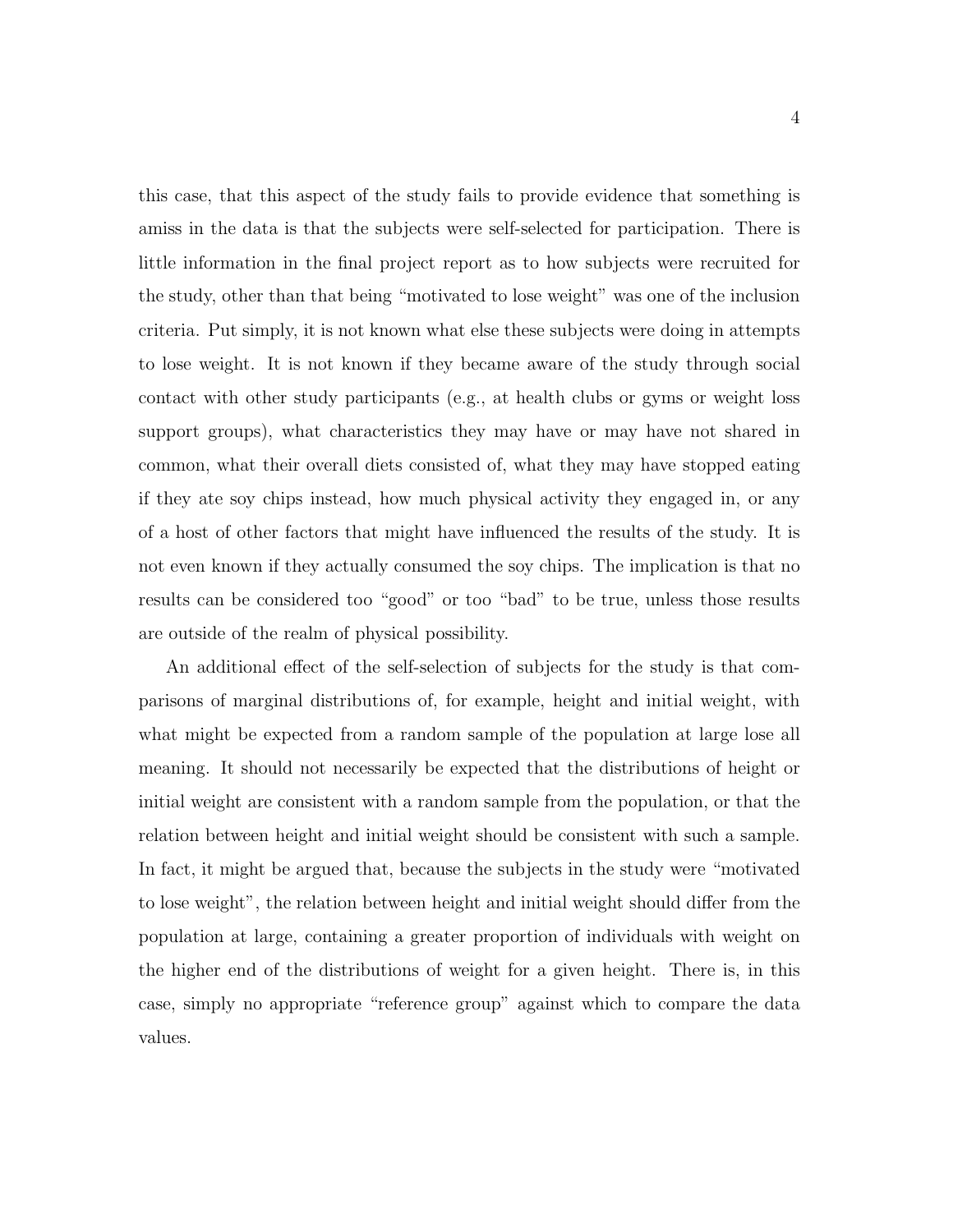this case, that this aspect of the study fails to provide evidence that something is amiss in the data is that the subjects were self-selected for participation. There is little information in the final project report as to how subjects were recruited for the study, other than that being "motivated to lose weight" was one of the inclusion criteria. Put simply, it is not known what else these subjects were doing in attempts to lose weight. It is not known if they became aware of the study through social contact with other study participants (e.g., at health clubs or gyms or weight loss support groups), what characteristics they may have or may have not shared in common, what their overall diets consisted of, what they may have stopped eating if they ate soy chips instead, how much physical activity they engaged in, or any of a host of other factors that might have influenced the results of the study. It is not even known if they actually consumed the soy chips. The implication is that no results can be considered too "good" or too "bad" to be true, unless those results are outside of the realm of physical possibility.

An additional effect of the self-selection of subjects for the study is that comparisons of marginal distributions of, for example, height and initial weight, with what might be expected from a random sample of the population at large lose all meaning. It should not necessarily be expected that the distributions of height or initial weight are consistent with a random sample from the population, or that the relation between height and initial weight should be consistent with such a sample. In fact, it might be argued that, because the subjects in the study were "motivated to lose weight", the relation between height and initial weight should differ from the population at large, containing a greater proportion of individuals with weight on the higher end of the distributions of weight for a given height. There is, in this case, simply no appropriate "reference group" against which to compare the data values.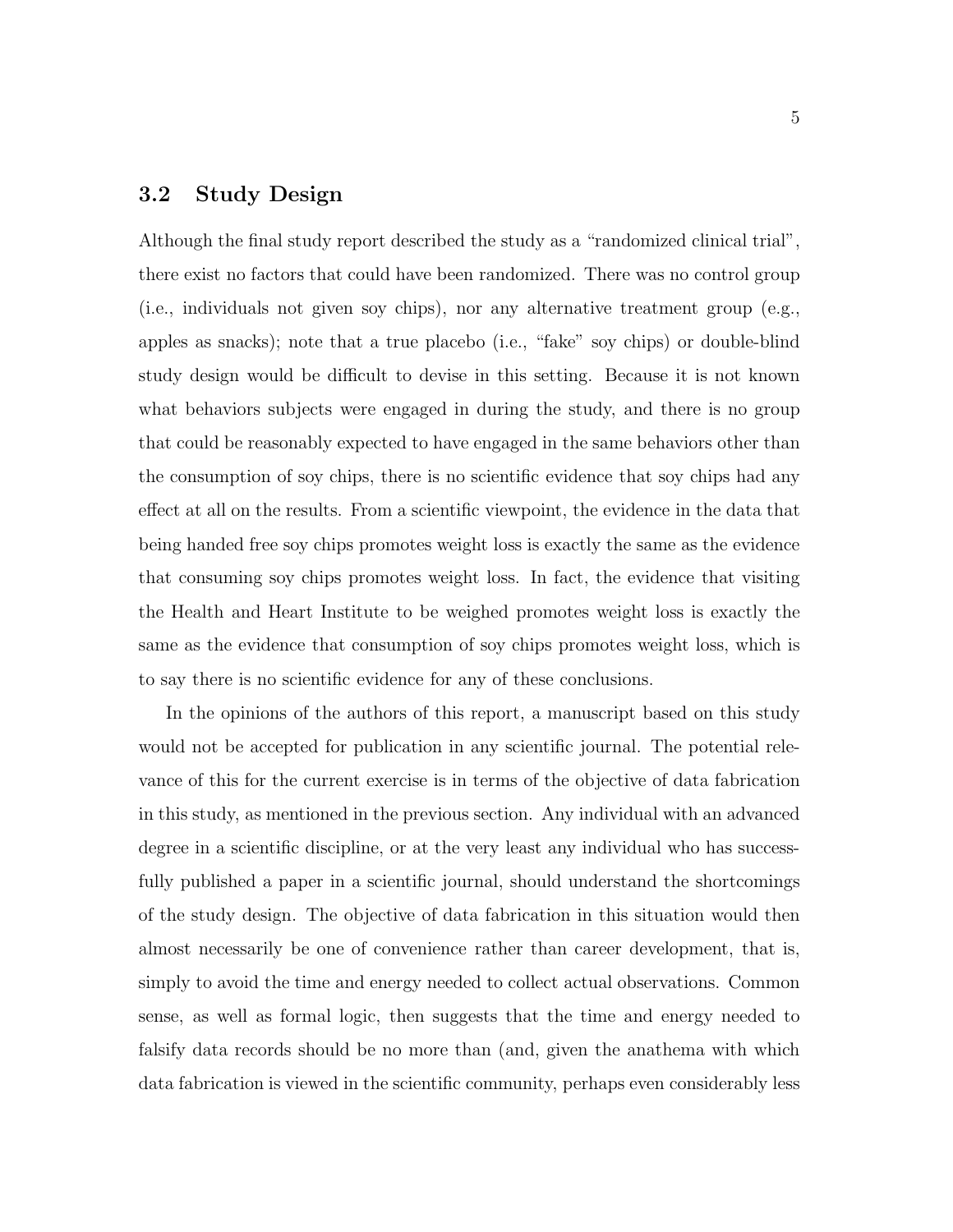## 3.2 Study Design

Although the final study report described the study as a "randomized clinical trial", there exist no factors that could have been randomized. There was no control group (i.e., individuals not given soy chips), nor any alternative treatment group (e.g., apples as snacks); note that a true placebo (i.e., "fake" soy chips) or double-blind study design would be difficult to devise in this setting. Because it is not known what behaviors subjects were engaged in during the study, and there is no group that could be reasonably expected to have engaged in the same behaviors other than the consumption of soy chips, there is no scientific evidence that soy chips had any effect at all on the results. From a scientific viewpoint, the evidence in the data that being handed free soy chips promotes weight loss is exactly the same as the evidence that consuming soy chips promotes weight loss. In fact, the evidence that visiting the Health and Heart Institute to be weighed promotes weight loss is exactly the same as the evidence that consumption of soy chips promotes weight loss, which is to say there is no scientific evidence for any of these conclusions.

In the opinions of the authors of this report, a manuscript based on this study would not be accepted for publication in any scientific journal. The potential relevance of this for the current exercise is in terms of the objective of data fabrication in this study, as mentioned in the previous section. Any individual with an advanced degree in a scientific discipline, or at the very least any individual who has successfully published a paper in a scientific journal, should understand the shortcomings of the study design. The objective of data fabrication in this situation would then almost necessarily be one of convenience rather than career development, that is, simply to avoid the time and energy needed to collect actual observations. Common sense, as well as formal logic, then suggests that the time and energy needed to falsify data records should be no more than (and, given the anathema with which data fabrication is viewed in the scientific community, perhaps even considerably less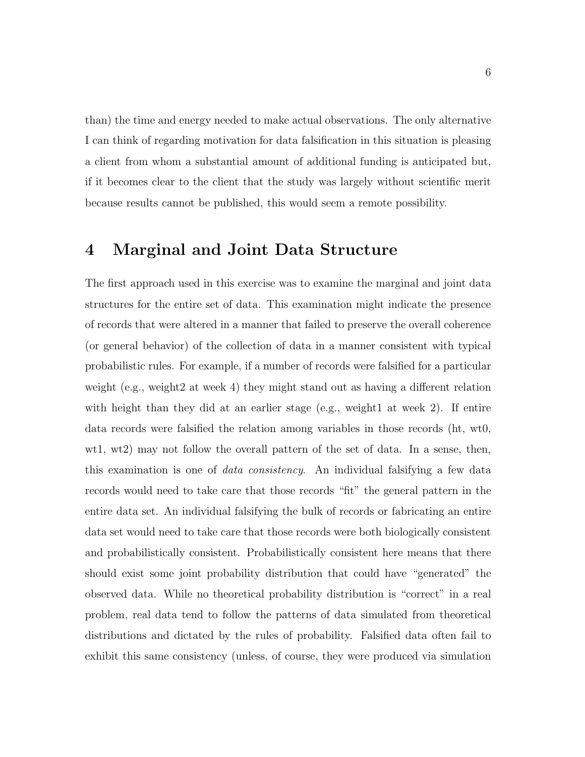than) the time and energy needed to make actual observations. The only alternative I can think of regarding motivation for data falsification in this situation is pleasing a client from whom a substantial amount of additional funding is anticipated but, if it becomes clear to the client that the study was largely without scientific merit because results cannot be published, this would seem a remote possibility.

# 4 Marginal and Joint Data Structure

The first approach used in this exercise was to examine the marginal and joint data structures for the entire set of data. This examination might indicate the presence of records that were altered in a manner that failed to preserve the overall coherence (or general behavior) of the collection of data in a manner consistent with typical probabilistic rules. For example, if a number of records were falsified for a particular weight (e.g., weight2 at week 4) they might stand out as having a different relation with height than they did at an earlier stage (e.g., weight1 at week 2). If entire data records were falsified the relation among variables in those records (ht, wt0, wt1, wt2) may not follow the overall pattern of the set of data. In a sense, then, this examination is one of *data consistency*. An individual falsifying a few data records would need to take care that those records "fit" the general pattern in the entire data set. An individual falsifying the bulk of records or fabricating an entire data set would need to take care that those records were both biologically consistent and probabilistically consistent. Probabilistically consistent here means that there should exist some joint probability distribution that could have "generated" the observed data. While no theoretical probability distribution is "correct" in a real problem, real data tend to follow the patterns of data simulated from theoretical distributions and dictated by the rules of probability. Falsified data often fail to exhibit this same consistency (unless, of course, they were produced via simulation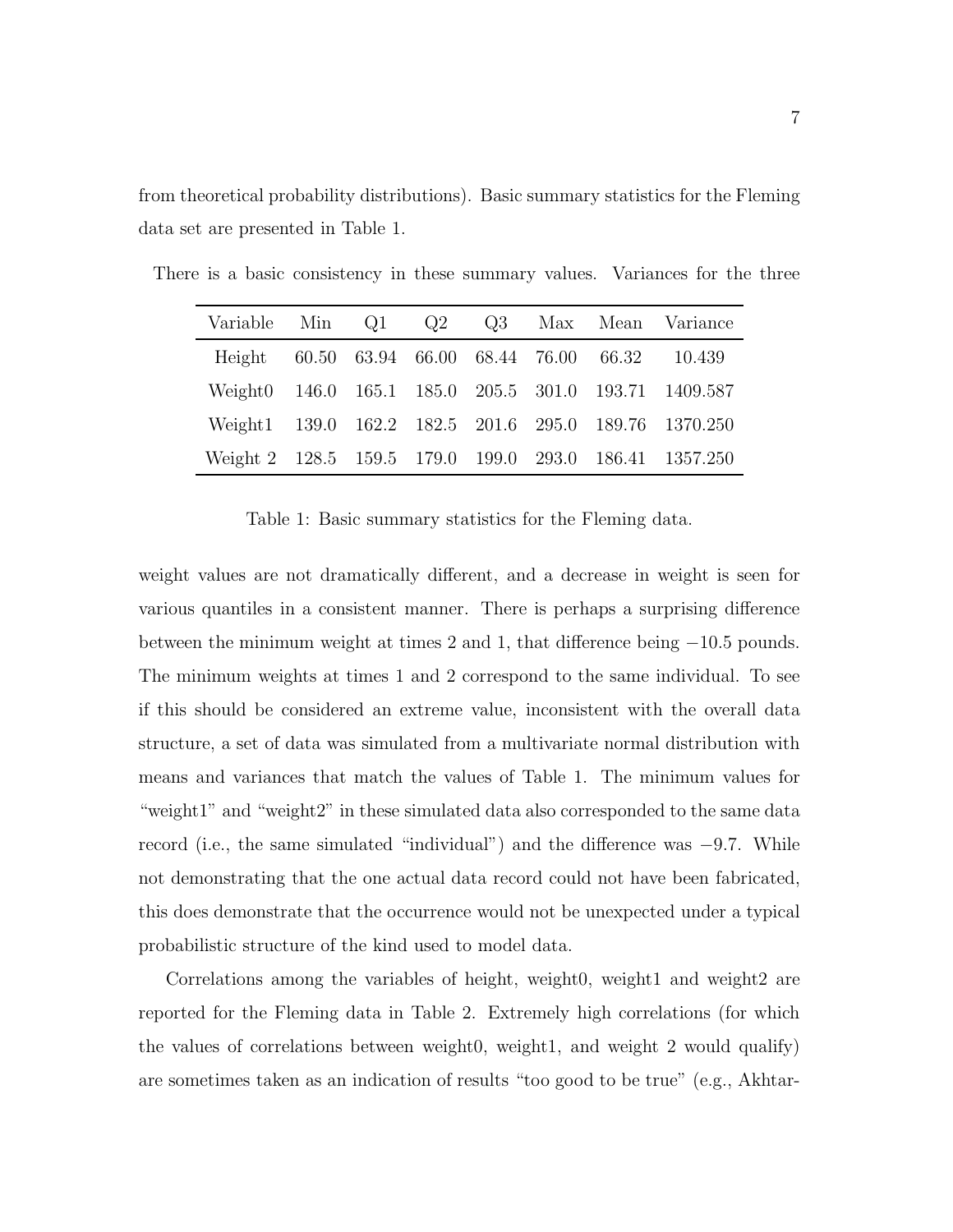from theoretical probability distributions). Basic summary statistics for the Fleming data set are presented in Table 1.

There is a basic consistency in these summary values. Variances for the three weight values are not dramatically different, and a decrease in weight is seen for various quantiles in a consistent manner. There is perhaps a surprising difference between the minimum weight at times 2 and 1, that difference being −10.5 pounds. The minimum weights at times 1 and 2 correspond to the same individual. To see if this should be considered an extreme value, inconsistent with the overall data structure, a set of data was simulated from a multivariate normal distribution with means and variances that match the values of Table 1. The minimum values for "weight1" and "weight2" in these simulated data also corresponded to the same data record (i.e., the same simulated "individual") and the difference was −9.7. While not demonstrating that the one actual data record could not have been fabricated, this does demonstrate that the occurrence would not be unexpected under a typical probabilistic structure of the kind used to model data.

| Variable | Min | Q1 | Q2 | Q3 | Max | Mean | Variance |
|---|---|---|---|---|---|---|---|
| Height | 60.50 | 63.94 | 66.00 | 68.44 | 76.00 | 66.32 | 10.439 |
| Weight0 | 146.0 | 165.1 | 185.0 | 205.5 | 301.0 | 193.71 | 1409.587 |
| Weight1 | 139.0 | 162.2 | 182.5 | 201.6 | 295.0 | 189.76 | 1370.250 |
| Weight 2 | 128.5 | 159.5 | 179.0 | 199.0 | 293.0 | 186.41 | 1357.250 |

Table 1: Basic summary statistics for the Fleming data.

Correlations among the variables of height, weight0, weight1 and weight2 are reported for the Fleming data in Table 2. Extremely high correlations (for which the values of correlations between weight0, weight1, and weight 2 would qualify) are sometimes taken as an indication of results "too good to be true" (e.g., Akhtar-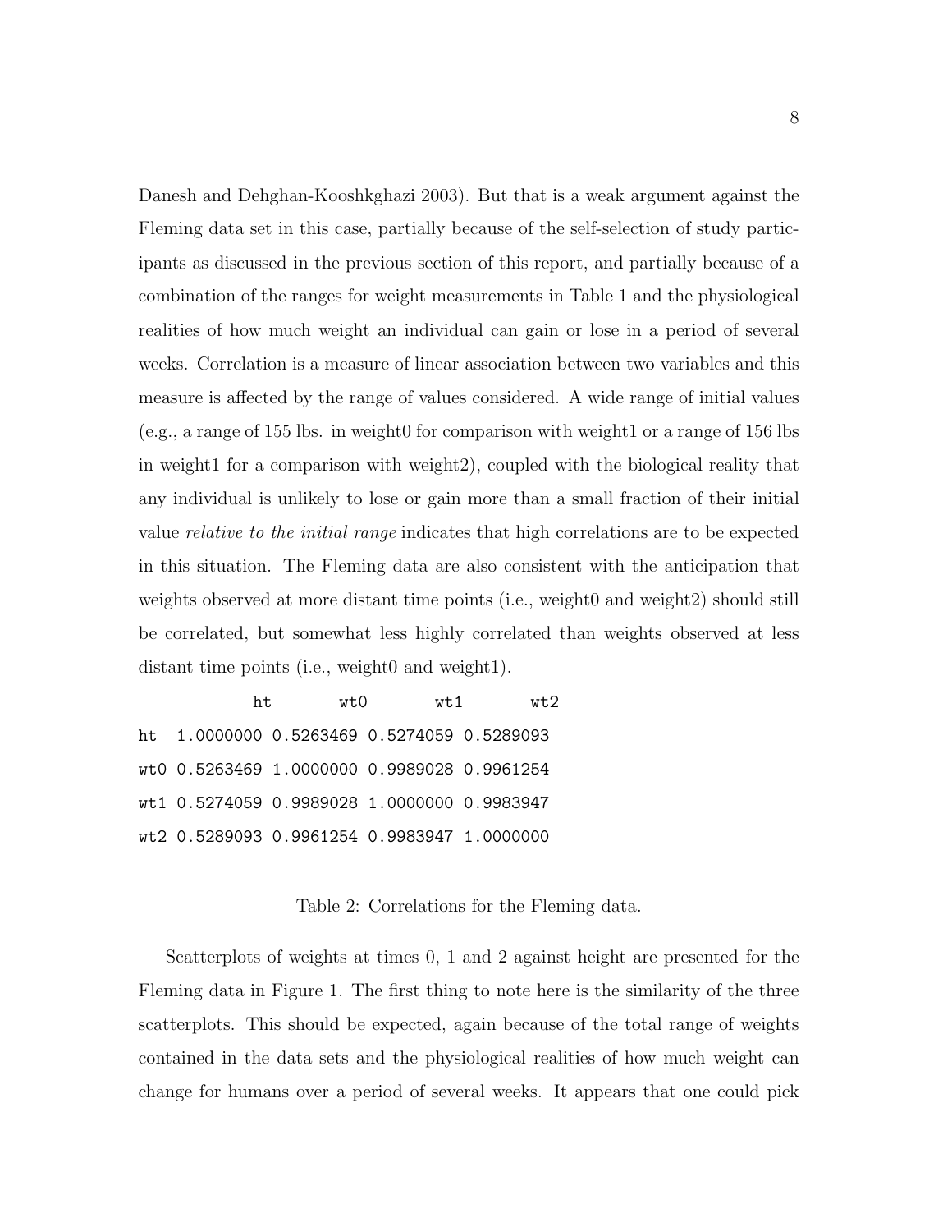Danesh and Dehghan-Kooshkghazi 2003). But that is a weak argument against the Fleming data set in this case, partially because of the self-selection of study participants as discussed in the previous section of this report, and partially because of a combination of the ranges for weight measurements in Table 1 and the physiological realities of how much weight an individual can gain or lose in a period of several weeks. Correlation is a measure of linear association between two variables and this measure is affected by the range of values considered. A wide range of initial values (e.g., a range of 155 lbs. in weight0 for comparison with weight1 or a range of 156 lbs in weight1 for a comparison with weight2), coupled with the biological reality that any individual is unlikely to lose or gain more than a small fraction of their initial value *relative to the initial range* indicates that high correlations are to be expected in this situation. The Fleming data are also consistent with the anticipation that weights observed at more distant time points (i.e., weight0 and weight2) should still be correlated, but somewhat less highly correlated than weights observed at less distant time points (i.e., weight0 and weight1).

|  | ht | wt0 | wt1 | wt2 |
|---|---|---|---|---|
| ht | 1.0000000 | 0.5263469 | 0.5274059 | 0.5289093 |
| wt0 | 0.5263469 | 1.0000000 | 0.9989028 | 0.9961254 |
| wt1 | 0.5274059 | 0.9989028 | 1.0000000 | 0.9983947 |
| wt2 | 0.5289093 | 0.9961254 | 0.9983947 | 1.0000000 |

Table 2: Correlations for the Fleming data.

Scatterplots of weights at times 0, 1 and 2 against height are presented for the Fleming data in Figure 1. The first thing to note here is the similarity of the three scatterplots. This should be expected, again because of the total range of weights contained in the data sets and the physiological realities of how much weight can change for humans over a period of several weeks. It appears that one could pick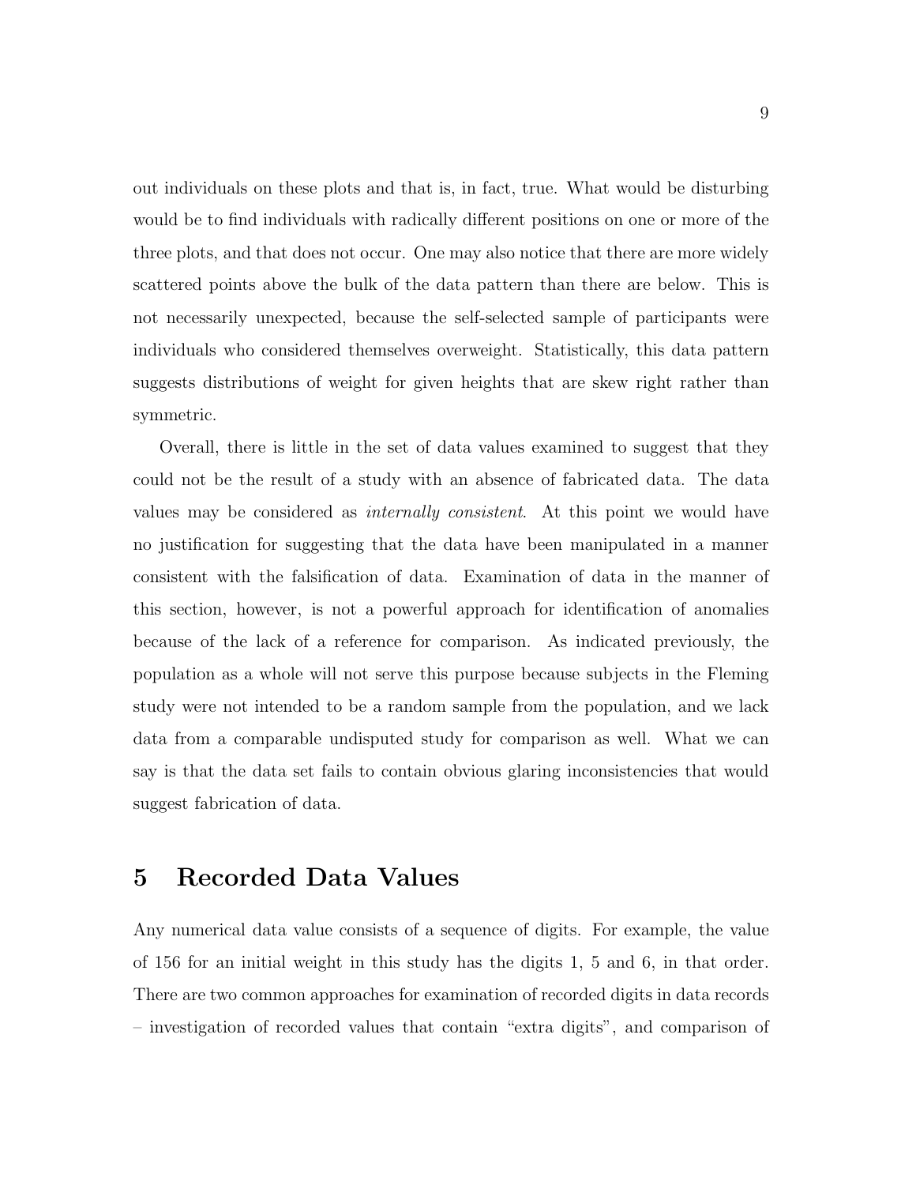out individuals on these plots and that is, in fact, true. What would be disturbing would be to find individuals with radically different positions on one or more of the three plots, and that does not occur. One may also notice that there are more widely scattered points above the bulk of the data pattern than there are below. This is not necessarily unexpected, because the self-selected sample of participants were individuals who considered themselves overweight. Statistically, this data pattern suggests distributions of weight for given heights that are skew right rather than symmetric.

Overall, there is little in the set of data values examined to suggest that they could not be the result of a study with an absence of fabricated data. The data values may be considered as *internally consistent*. At this point we would have no justification for suggesting that the data have been manipulated in a manner consistent with the falsification of data. Examination of data in the manner of this section, however, is not a powerful approach for identification of anomalies because of the lack of a reference for comparison. As indicated previously, the population as a whole will not serve this purpose because subjects in the Fleming study were not intended to be a random sample from the population, and we lack data from a comparable undisputed study for comparison as well. What we can say is that the data set fails to contain obvious glaring inconsistencies that would suggest fabrication of data.

# 5 Recorded Data Values

Any numerical data value consists of a sequence of digits. For example, the value of 156 for an initial weight in this study has the digits 1, 5 and 6, in that order. There are two common approaches for examination of recorded digits in data records – investigation of recorded values that contain "extra digits", and comparison of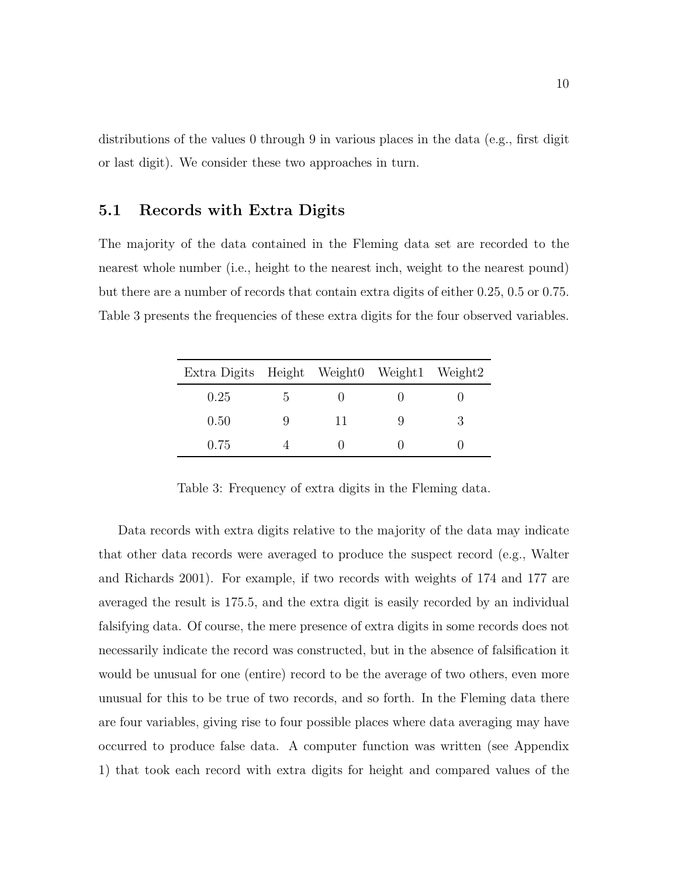distributions of the values 0 through 9 in various places in the data (e.g., first digit or last digit). We consider these two approaches in turn.

## 5.1 Records with Extra Digits

The majority of the data contained in the Fleming data set are recorded to the nearest whole number (i.e., height to the nearest inch, weight to the nearest pound) but there are a number of records that contain extra digits of either 0.25, 0.5 or 0.75. Table 3 presents the frequencies of these extra digits for the four observed variables.

| Extra Digits | Height | Weight0 | Weight1 | Weight2 |
|---|---|---|---|---|
| 0.25 | 5 | 0 | 0 | 0 |
| 0.50 | 9 | 11 | 9 | 3 |
| 0.75 | 4 | 0 | 0 | 0 |

Table 3: Frequency of extra digits in the Fleming data.

Data records with extra digits relative to the majority of the data may indicate that other data records were averaged to produce the suspect record (e.g., Walter and Richards 2001). For example, if two records with weights of 174 and 177 are averaged the result is 175.5, and the extra digit is easily recorded by an individual falsifying data. Of course, the mere presence of extra digits in some records does not necessarily indicate the record was constructed, but in the absence of falsification it would be unusual for one (entire) record to be the average of two others, even more unusual for this to be true of two records, and so forth. In the Fleming data there are four variables, giving rise to four possible places where data averaging may have occurred to produce false data. A computer function was written (see Appendix 1) that took each record with extra digits for height and compared values of the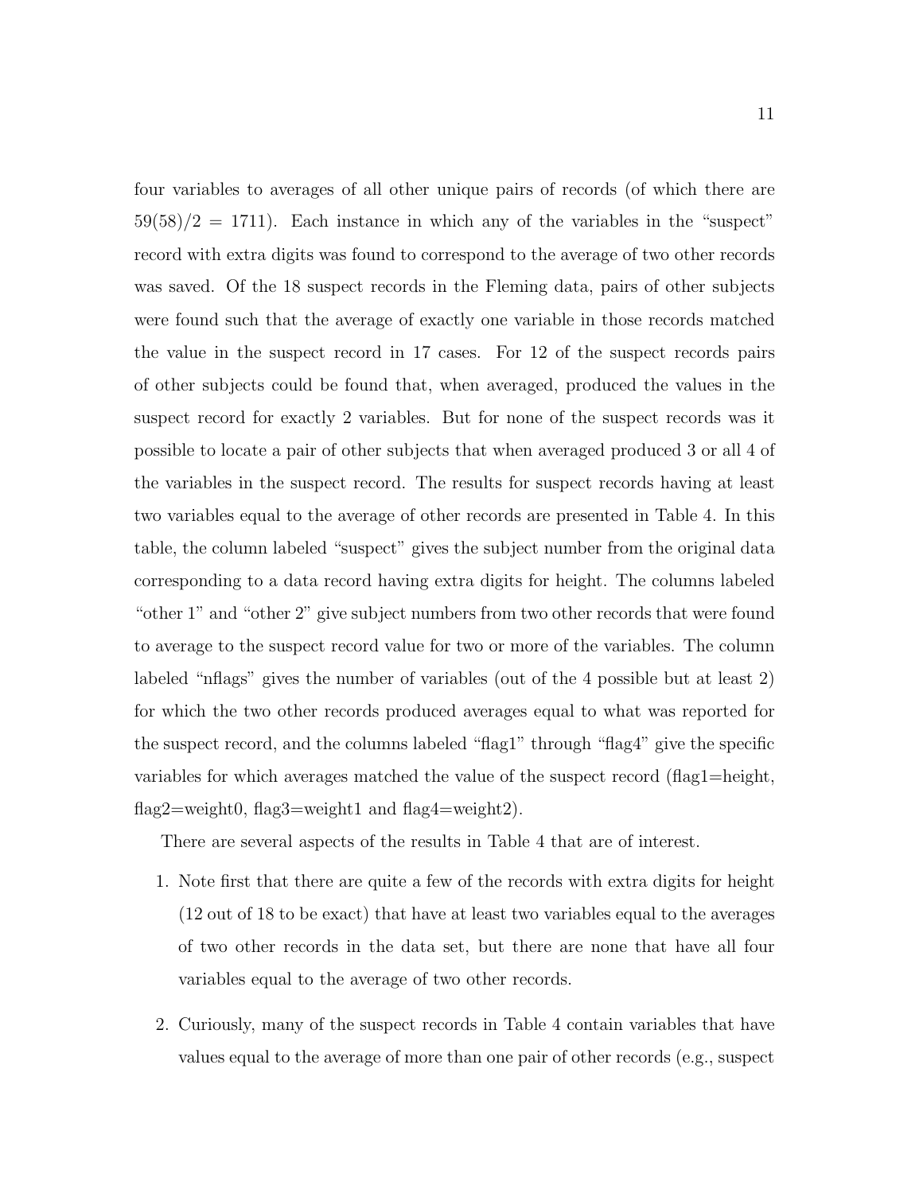four variables to averages of all other unique pairs of records (of which there are $59(58)/2 = 1711$). Each instance in which any of the variables in the "suspect" record with extra digits was found to correspond to the average of two other records was saved. Of the 18 suspect records in the Fleming data, pairs of other subjects were found such that the average of exactly one variable in those records matched the value in the suspect record in 17 cases. For 12 of the suspect records pairs of other subjects could be found that, when averaged, produced the values in the suspect record for exactly 2 variables. But for none of the suspect records was it possible to locate a pair of other subjects that when averaged produced 3 or all 4 of the variables in the suspect record. The results for suspect records having at least two variables equal to the average of other records are presented in Table 4. In this table, the column labeled "suspect" gives the subject number from the original data corresponding to a data record having extra digits for height. The columns labeled "other 1" and "other 2" give subject numbers from two other records that were found to average to the suspect record value for two or more of the variables. The column labeled "nflags" gives the number of variables (out of the 4 possible but at least 2) for which the two other records produced averages equal to what was reported for the suspect record, and the columns labeled "flag1" through "flag4" give the specific variables for which averages matched the value of the suspect record (flag1=height, flag2=weight0, flag3=weight1 and flag4=weight2).

There are several aspects of the results in Table 4 that are of interest.

1. Note first that there are quite a few of the records with extra digits for height (12 out of 18 to be exact) that have at least two variables equal to the averages of two other records in the data set, but there are none that have all four variables equal to the average of two other records.

2. Curiously, many of the suspect records in Table 4 contain variables that have values equal to the average of more than one pair of other records (e.g., suspect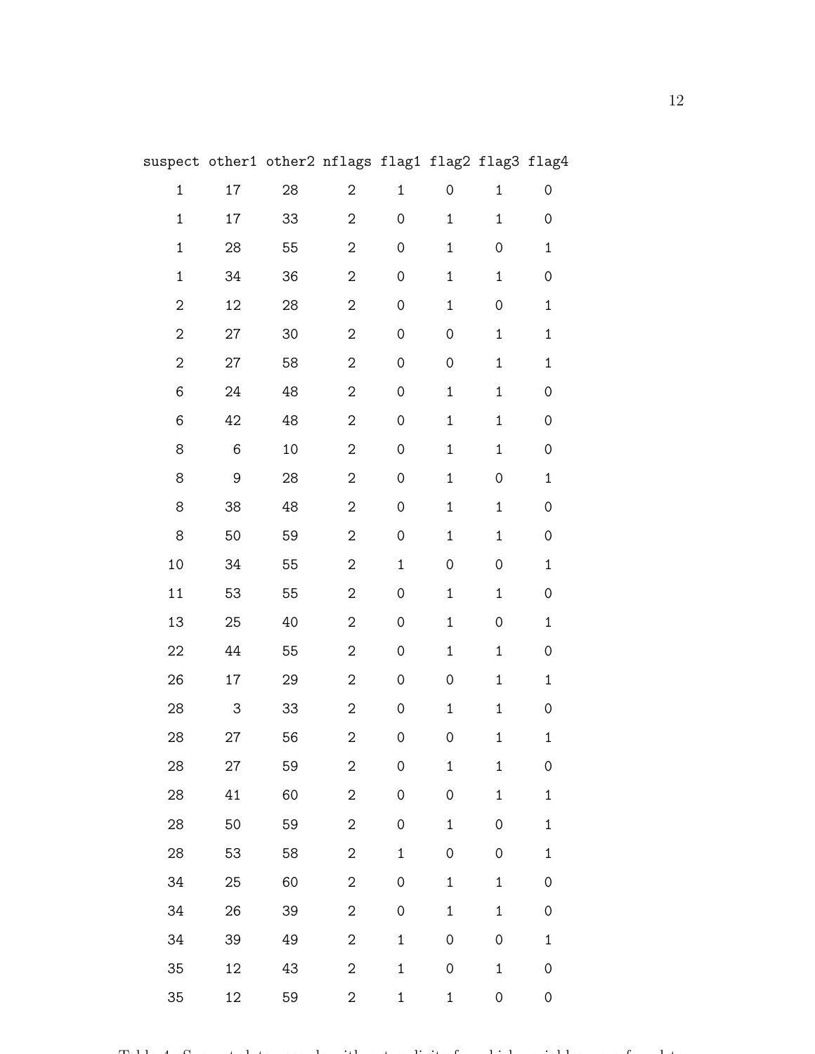| suspect | other1 | other2 | nflags | flag1 | flag2 | flag3 | flag4 |
|---|---|---|---|---|---|---|---|
| 1 | 17 | 28 | 2 | 1 | 0 | 1 | 0 |
| 1 | 17 | 33 | 2 | 0 | 1 | 1 | 0 |
| 1 | 28 | 55 | 2 | 0 | 1 | 0 | 1 |
| 1 | 34 | 36 | 2 | 0 | 1 | 1 | 0 |
| 2 | 12 | 28 | 2 | 0 | 1 | 0 | 1 |
| 2 | 27 | 30 | 2 | 0 | 0 | 1 | 1 |
| 2 | 27 | 58 | 2 | 0 | 0 | 1 | 1 |
| 6 | 24 | 48 | 2 | 0 | 1 | 1 | 0 |
| 6 | 42 | 48 | 2 | 0 | 1 | 1 | 0 |
| 8 | 6 | 10 | 2 | 0 | 1 | 1 | 0 |
| 8 | 9 | 28 | 2 | 0 | 1 | 0 | 1 |
| 8 | 38 | 48 | 2 | 0 | 1 | 1 | 0 |
| 8 | 50 | 59 | 2 | 0 | 1 | 1 | 0 |
| 10 | 34 | 55 | 2 | 1 | 0 | 0 | 1 |
| 11 | 53 | 55 | 2 | 0 | 1 | 1 | 0 |
| 13 | 25 | 40 | 2 | 0 | 1 | 0 | 1 |
| 22 | 44 | 55 | 2 | 0 | 1 | 1 | 0 |
| 26 | 17 | 29 | 2 | 0 | 0 | 1 | 1 |
| 28 | 3 | 33 | 2 | 0 | 1 | 1 | 0 |
| 28 | 27 | 56 | 2 | 0 | 0 | 1 | 1 |
| 28 | 27 | 59 | 2 | 0 | 1 | 1 | 0 |
| 28 | 41 | 60 | 2 | 0 | 0 | 1 | 1 |
| 28 | 50 | 59 | 2 | 0 | 1 | 0 | 1 |
| 28 | 53 | 58 | 2 | 1 | 0 | 0 | 1 |
| 34 | 25 | 60 | 2 | 0 | 1 | 1 | 0 |
| 34 | 26 | 39 | 2 | 0 | 1 | 1 | 0 |
| 34 | 39 | 49 | 2 | 1 | 0 | 0 | 1 |
| 35 | 12 | 43 | 2 | 1 | 0 | 1 | 0 |
| 35 | 12 | 59 | 2 | 1 | 1 | 0 | 0 |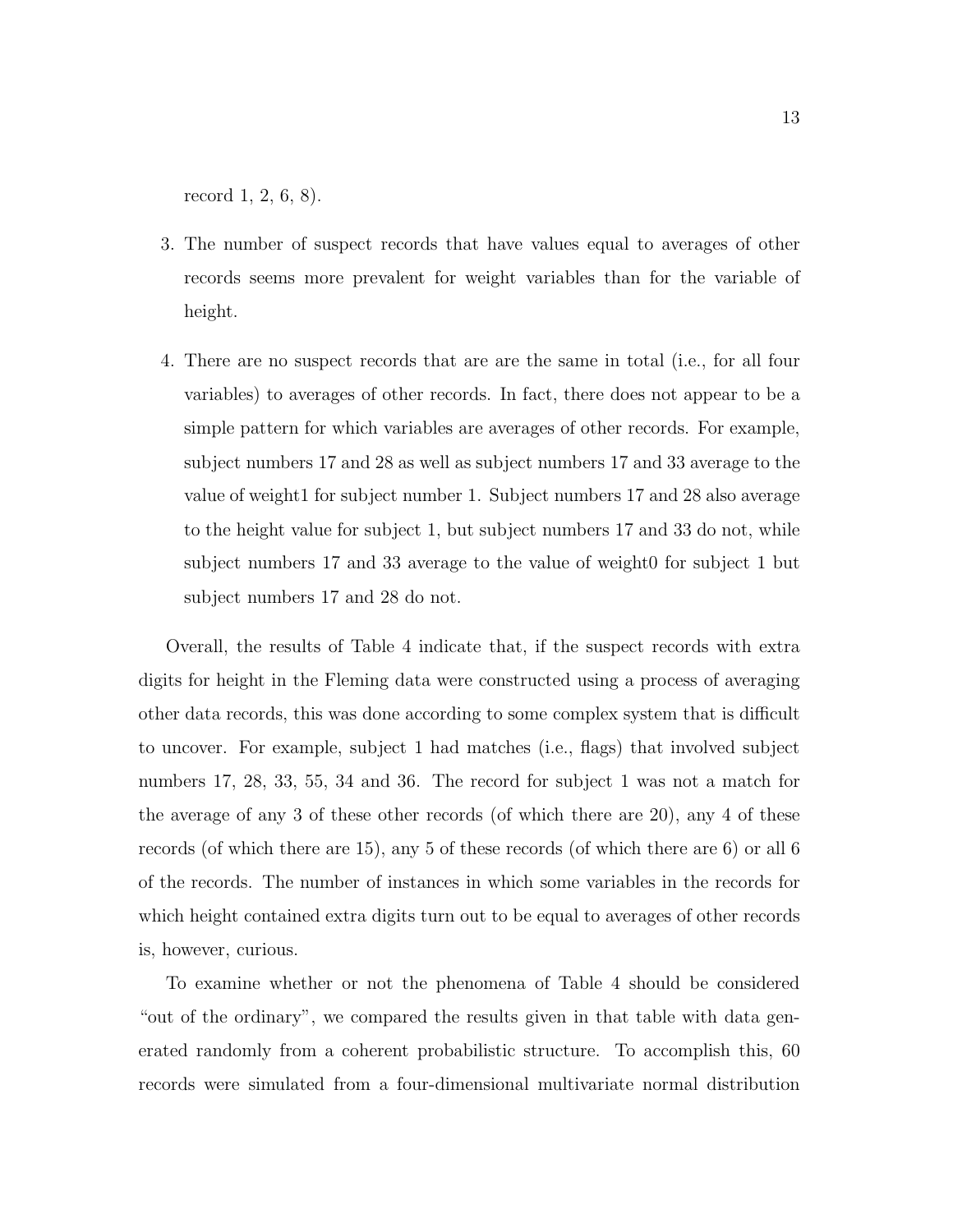record 1, 2, 6, 8).

3. The number of suspect records that have values equal to averages of other records seems more prevalent for weight variables than for the variable of height.

4. There are no suspect records that are are the same in total (i.e., for all four variables) to averages of other records. In fact, there does not appear to be a simple pattern for which variables are averages of other records. For example, subject numbers 17 and 28 as well as subject numbers 17 and 33 average to the value of weight1 for subject number 1. Subject numbers 17 and 28 also average to the height value for subject 1, but subject numbers 17 and 33 do not, while subject numbers 17 and 33 average to the value of weight0 for subject 1 but subject numbers 17 and 28 do not.

Overall, the results of Table 4 indicate that, if the suspect records with extra digits for height in the Fleming data were constructed using a process of averaging other data records, this was done according to some complex system that is difficult to uncover. For example, subject 1 had matches (i.e., flags) that involved subject numbers 17, 28, 33, 55, 34 and 36. The record for subject 1 was not a match for the average of any 3 of these other records (of which there are 20), any 4 of these records (of which there are 15), any 5 of these records (of which there are 6) or all 6 of the records. The number of instances in which some variables in the records for which height contained extra digits turn out to be equal to averages of other records is, however, curious.

To examine whether or not the phenomena of Table 4 should be considered "out of the ordinary", we compared the results given in that table with data generated randomly from a coherent probabilistic structure. To accomplish this, 60 records were simulated from a four-dimensional multivariate normal distribution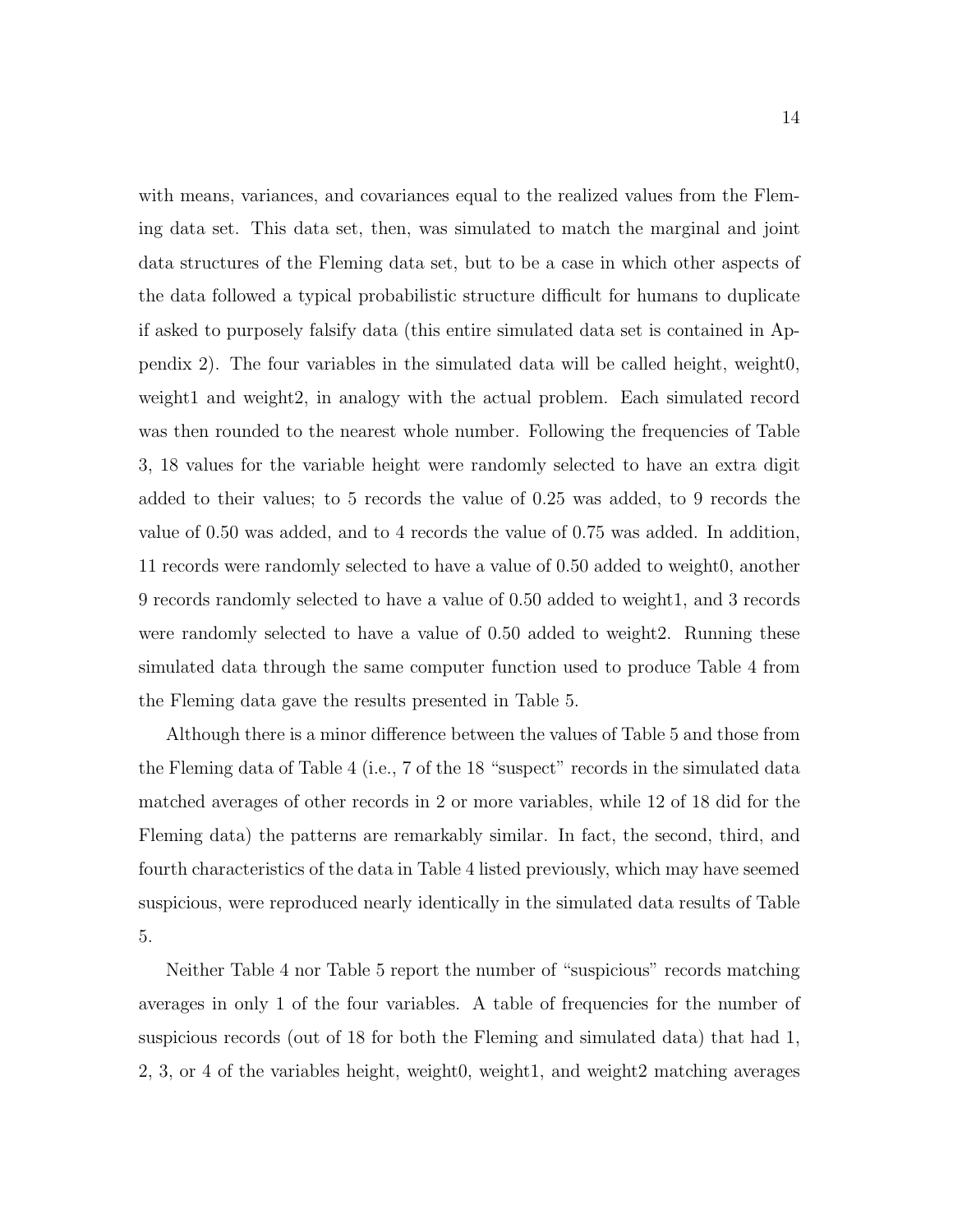with means, variances, and covariances equal to the realized values from the Fleming data set. This data set, then, was simulated to match the marginal and joint data structures of the Fleming data set, but to be a case in which other aspects of the data followed a typical probabilistic structure difficult for humans to duplicate if asked to purposely falsify data (this entire simulated data set is contained in Appendix 2). The four variables in the simulated data will be called height, weight0, weight1 and weight2, in analogy with the actual problem. Each simulated record was then rounded to the nearest whole number. Following the frequencies of Table 3, 18 values for the variable height were randomly selected to have an extra digit added to their values; to 5 records the value of 0.25 was added, to 9 records the value of 0.50 was added, and to 4 records the value of 0.75 was added. In addition, 11 records were randomly selected to have a value of 0.50 added to weight0, another 9 records randomly selected to have a value of 0.50 added to weight1, and 3 records were randomly selected to have a value of 0.50 added to weight2. Running these simulated data through the same computer function used to produce Table 4 from the Fleming data gave the results presented in Table 5.

Although there is a minor difference between the values of Table 5 and those from the Fleming data of Table 4 (i.e., 7 of the 18 "suspect" records in the simulated data matched averages of other records in 2 or more variables, while 12 of 18 did for the Fleming data) the patterns are remarkably similar. In fact, the second, third, and fourth characteristics of the data in Table 4 listed previously, which may have seemed suspicious, were reproduced nearly identically in the simulated data results of Table 5.

Neither Table 4 nor Table 5 report the number of "suspicious" records matching averages in only 1 of the four variables. A table of frequencies for the number of suspicious records (out of 18 for both the Fleming and simulated data) that had 1, 2, 3, or 4 of the variables height, weight0, weight1, and weight2 matching averages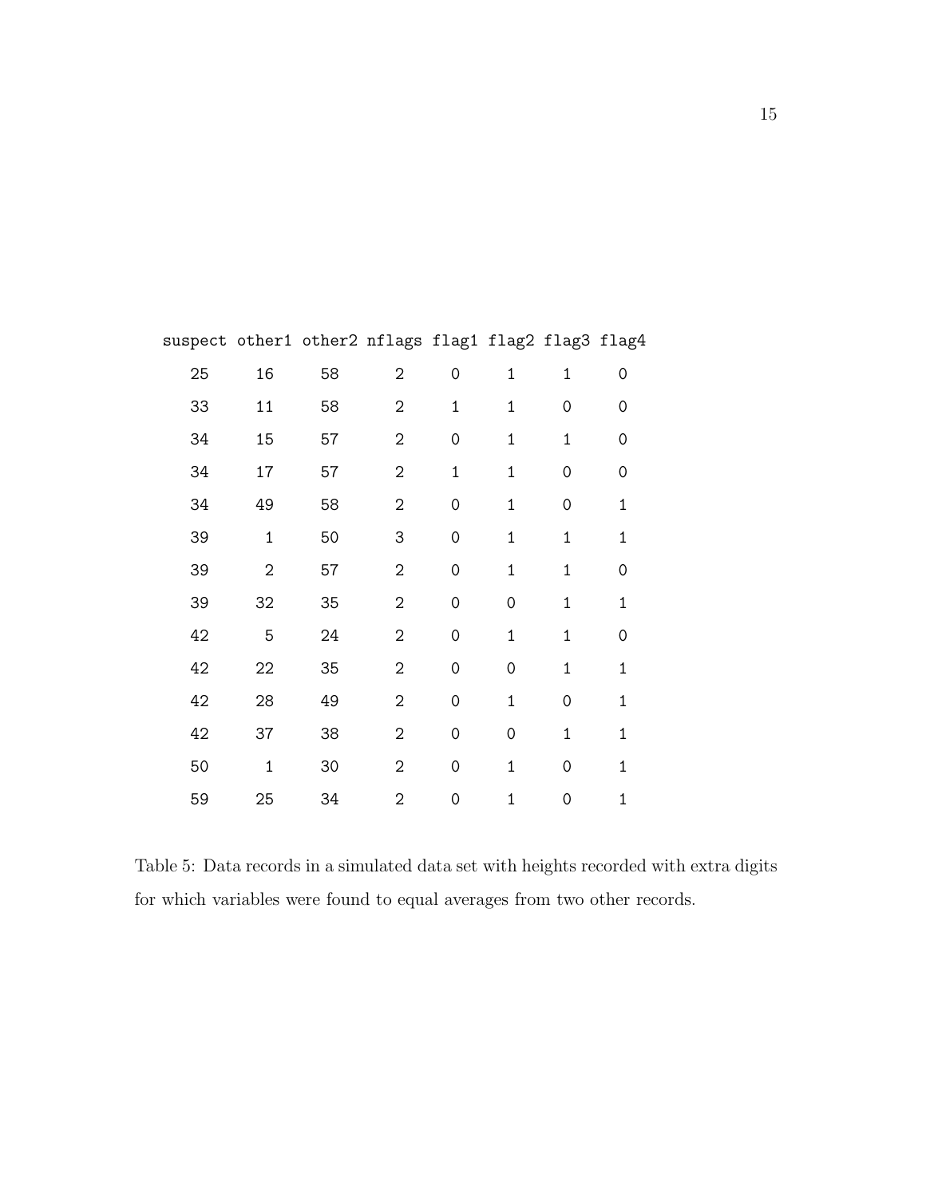| suspect | other1 | other2 | nflags | flag1 | flag2 | flag3 | flag4 |
|---|---|---|---|---|---|---|---|
| 25 | 16 | 58 | 2 | 0 | 1 | 1 | 0 |
| 33 | 11 | 58 | 2 | 1 | 1 | 0 | 0 |
| 34 | 15 | 57 | 2 | 0 | 1 | 1 | 0 |
| 34 | 17 | 57 | 2 | 1 | 1 | 0 | 0 |
| 34 | 49 | 58 | 2 | 0 | 1 | 0 | 1 |
| 39 | 1 | 50 | 3 | 0 | 1 | 1 | 1 |
| 39 | 2 | 57 | 2 | 0 | 1 | 1 | 0 |
| 39 | 32 | 35 | 2 | 0 | 0 | 1 | 1 |
| 42 | 5 | 24 | 2 | 0 | 1 | 1 | 0 |
| 42 | 22 | 35 | 2 | 0 | 0 | 1 | 1 |
| 42 | 28 | 49 | 2 | 0 | 1 | 0 | 1 |
| 42 | 37 | 38 | 2 | 0 | 0 | 1 | 1 |
| 50 | 1 | 30 | 2 | 0 | 1 | 0 | 1 |
| 59 | 25 | 34 | 2 | 0 | 1 | 0 | 1 |

Table 5: Data records in a simulated data set with heights recorded with extra digits for which variables were found to equal averages from two other records.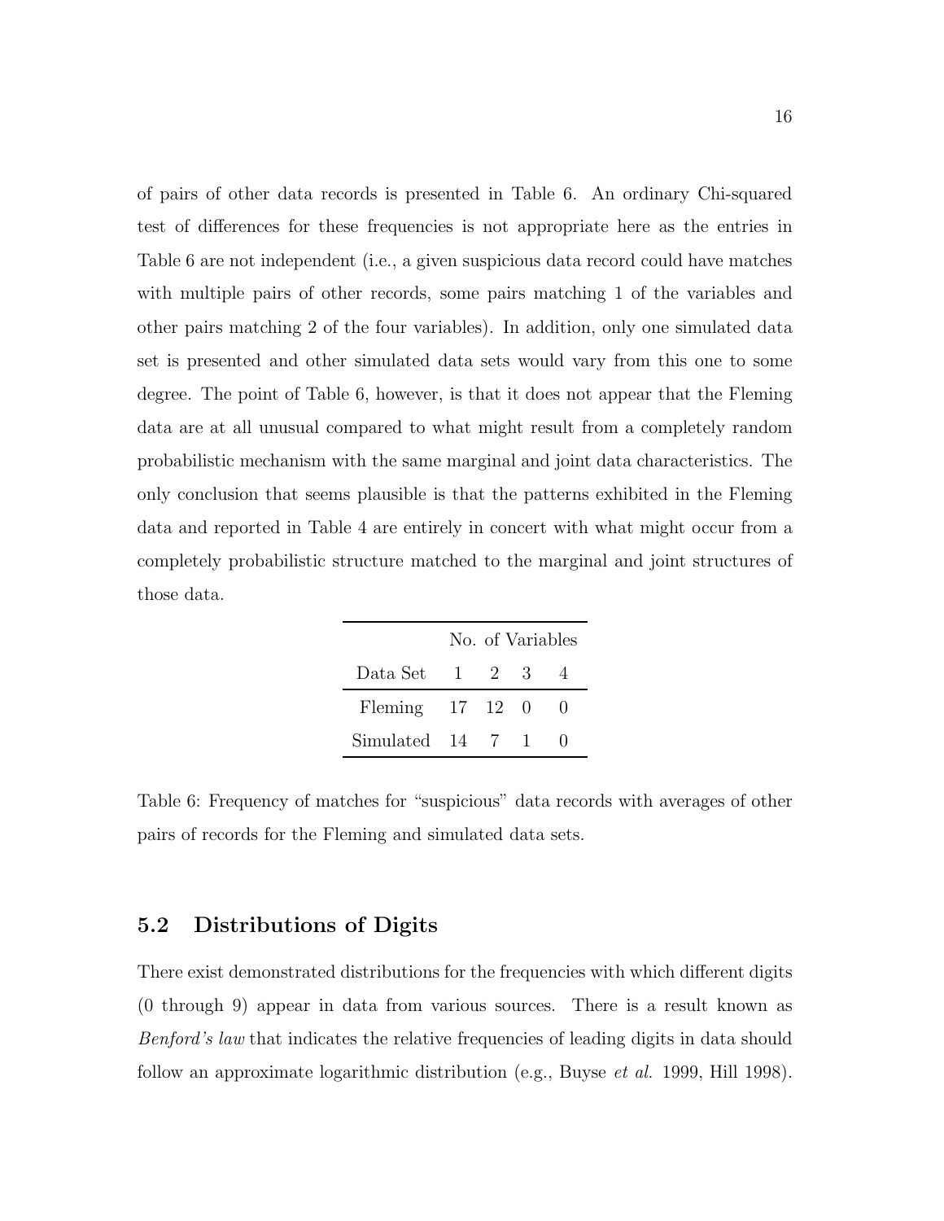of pairs of other data records is presented in Table 6. An ordinary Chi-squared test of differences for these frequencies is not appropriate here as the entries in Table 6 are not independent (i.e., a given suspicious data record could have matches with multiple pairs of other records, some pairs matching 1 of the variables and other pairs matching 2 of the four variables). In addition, only one simulated data set is presented and other simulated data sets would vary from this one to some degree. The point of Table 6, however, is that it does not appear that the Fleming data are at all unusual compared to what might result from a completely random probabilistic mechanism with the same marginal and joint data characteristics. The only conclusion that seems plausible is that the patterns exhibited in the Fleming data and reported in Table 4 are entirely in concert with what might occur from a completely probabilistic structure matched to the marginal and joint structures of those data.

| | No. of Variables | | | |
|---|---|---|---|---|
| Data Set | 1 | 2 | 3 | 4 |
| Fleming | 17 | 12 | 0 | 0 |
| Simulated | 14 | 7 | 1 | 0 |

Table 6: Frequency of matches for "suspicious" data records with averages of other pairs of records for the Fleming and simulated data sets.

## 5.2 Distributions of Digits

There exist demonstrated distributions for the frequencies with which different digits (0 through 9) appear in data from various sources. There is a result known as *Benford's law* that indicates the relative frequencies of leading digits in data should follow an approximate logarithmic distribution (e.g., Buyse *et al.* 1999, Hill 1998).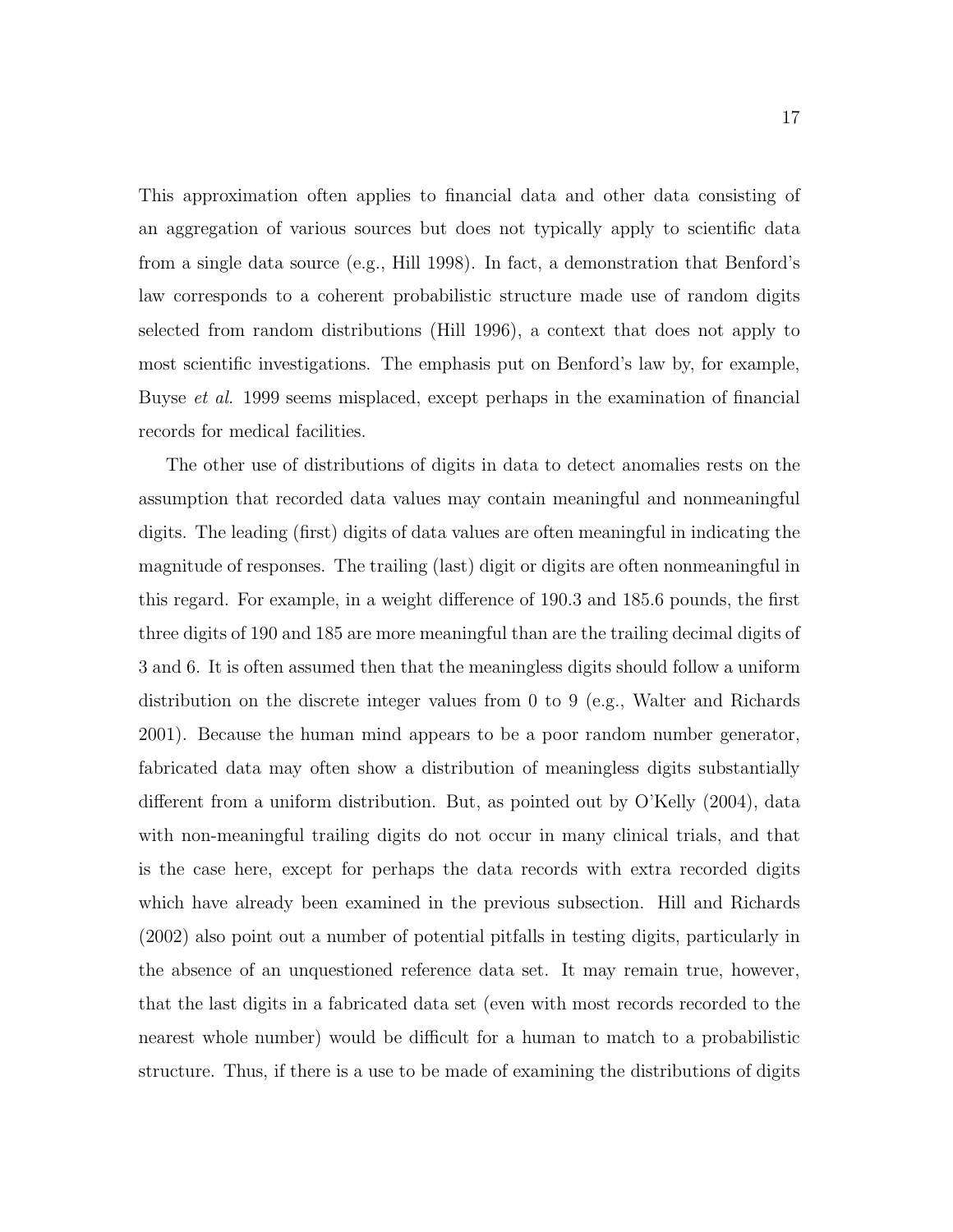This approximation often applies to financial data and other data consisting of an aggregation of various sources but does not typically apply to scientific data from a single data source (e.g., Hill 1998). In fact, a demonstration that Benford's law corresponds to a coherent probabilistic structure made use of random digits selected from random distributions (Hill 1996), a context that does not apply to most scientific investigations. The emphasis put on Benford's law by, for example, Buyse *et al.* 1999 seems misplaced, except perhaps in the examination of financial records for medical facilities.

The other use of distributions of digits in data to detect anomalies rests on the assumption that recorded data values may contain meaningful and nonmeaningful digits. The leading (first) digits of data values are often meaningful in indicating the magnitude of responses. The trailing (last) digit or digits are often nonmeaningful in this regard. For example, in a weight difference of 190.3 and 185.6 pounds, the first three digits of 190 and 185 are more meaningful than are the trailing decimal digits of 3 and 6. It is often assumed then that the meaningless digits should follow a uniform distribution on the discrete integer values from 0 to 9 (e.g., Walter and Richards 2001). Because the human mind appears to be a poor random number generator, fabricated data may often show a distribution of meaningless digits substantially different from a uniform distribution. But, as pointed out by O'Kelly (2004), data with non-meaningful trailing digits do not occur in many clinical trials, and that is the case here, except for perhaps the data records with extra recorded digits which have already been examined in the previous subsection. Hill and Richards (2002) also point out a number of potential pitfalls in testing digits, particularly in the absence of an unquestioned reference data set. It may remain true, however, that the last digits in a fabricated data set (even with most records recorded to the nearest whole number) would be difficult for a human to match to a probabilistic structure. Thus, if there is a use to be made of examining the distributions of digits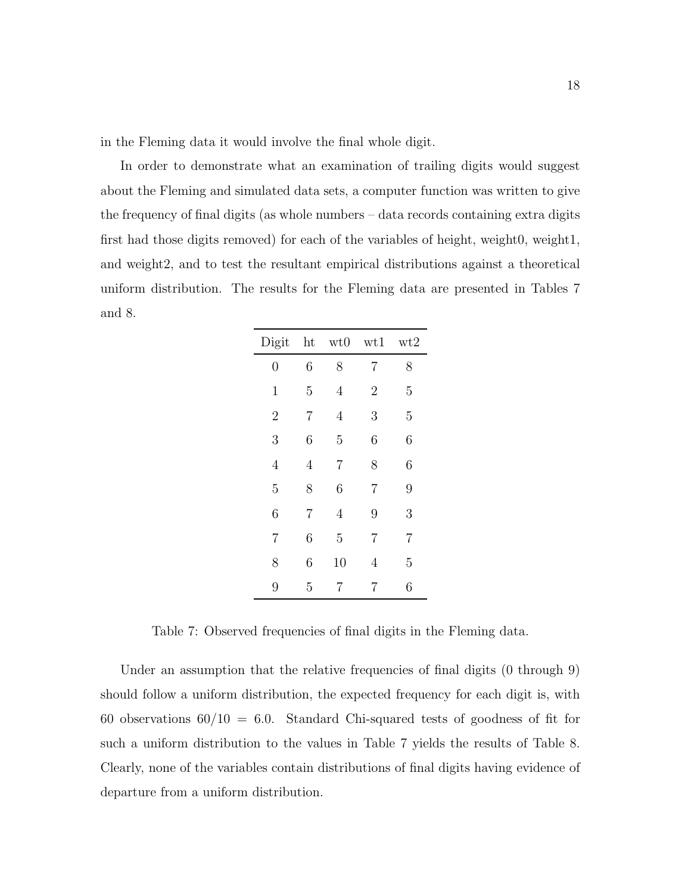in the Fleming data it would involve the final whole digit.

In order to demonstrate what an examination of trailing digits would suggest about the Fleming and simulated data sets, a computer function was written to give the frequency of final digits (as whole numbers – data records containing extra digits first had those digits removed) for each of the variables of height, weight0, weight1, and weight2, and to test the resultant empirical distributions against a theoretical uniform distribution. The results for the Fleming data are presented in Tables 7 and 8.

| Digit | ht | wt0 | wt1 | wt2 |
|---|---|---|---|---|
| 0 | 6 | 8 | 7 | 8 |
| 1 | 5 | 4 | 2 | 5 |
| 2 | 7 | 4 | 3 | 5 |
| 3 | 6 | 5 | 6 | 6 |
| 4 | 4 | 7 | 8 | 6 |
| 5 | 8 | 6 | 7 | 9 |
| 6 | 7 | 4 | 9 | 3 |
| 7 | 6 | 5 | 7 | 7 |
| 8 | 6 | 10 | 4 | 5 |
| 9 | 5 | 7 | 7 | 6 |

Table 7: Observed frequencies of final digits in the Fleming data.

Under an assumption that the relative frequencies of final digits (0 through 9) should follow a uniform distribution, the expected frequency for each digit is, with 60 observations $60/10 = 6.0$. Standard Chi-squared tests of goodness of fit for such a uniform distribution to the values in Table 7 yields the results of Table 8. Clearly, none of the variables contain distributions of final digits having evidence of departure from a uniform distribution.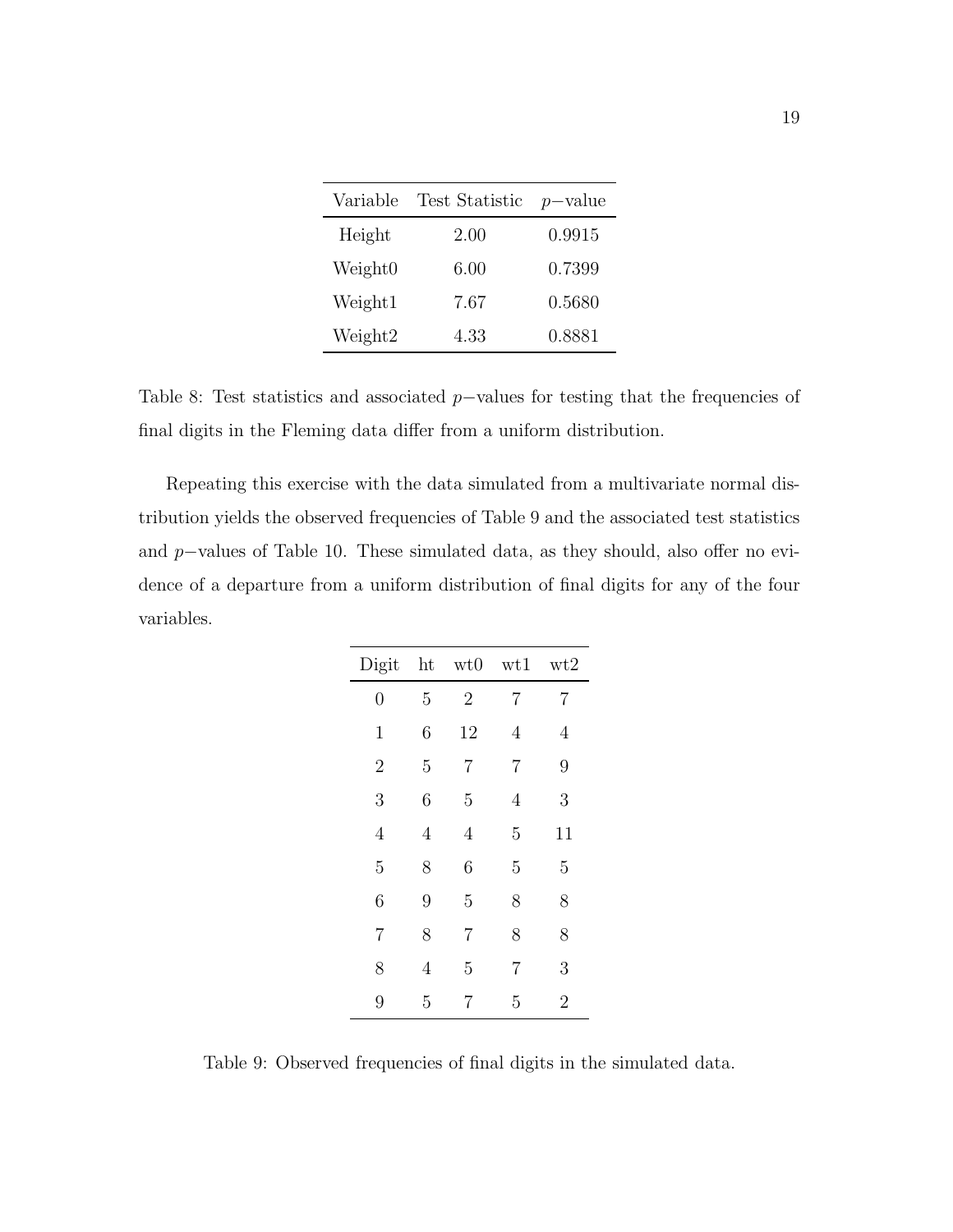| Variable | Test Statistic | $p-$value |
|---|---|---|
| Height | 2.00 | 0.9915 |
| Weight0 | 6.00 | 0.7399 |
| Weight1 | 7.67 | 0.5680 |
| Weight2 | 4.33 | 0.8881 |

Table 8: Test statistics and associated $p-$values for testing that the frequencies of final digits in the Fleming data differ from a uniform distribution.

Repeating this exercise with the data simulated from a multivariate normal distribution yields the observed frequencies of Table 9 and the associated test statistics and $p-$values of Table 10. These simulated data, as they should, also offer no evidence of a departure from a uniform distribution of final digits for any of the four variables.

| Digit | ht | wt0 | wt1 | wt2 |
|---|---|---|---|---|
| 0 | 5 | 2 | 7 | 7 |
| 1 | 6 | 12 | 4 | 4 |
| 2 | 5 | 7 | 7 | 9 |
| 3 | 6 | 5 | 4 | 3 |
| 4 | 4 | 4 | 5 | 11 |
| 5 | 8 | 6 | 5 | 5 |
| 6 | 9 | 5 | 8 | 8 |
| 7 | 8 | 7 | 8 | 8 |
| 8 | 4 | 5 | 7 | 3 |
| 9 | 5 | 7 | 5 | 2 |

Table 9: Observed frequencies of final digits in the simulated data.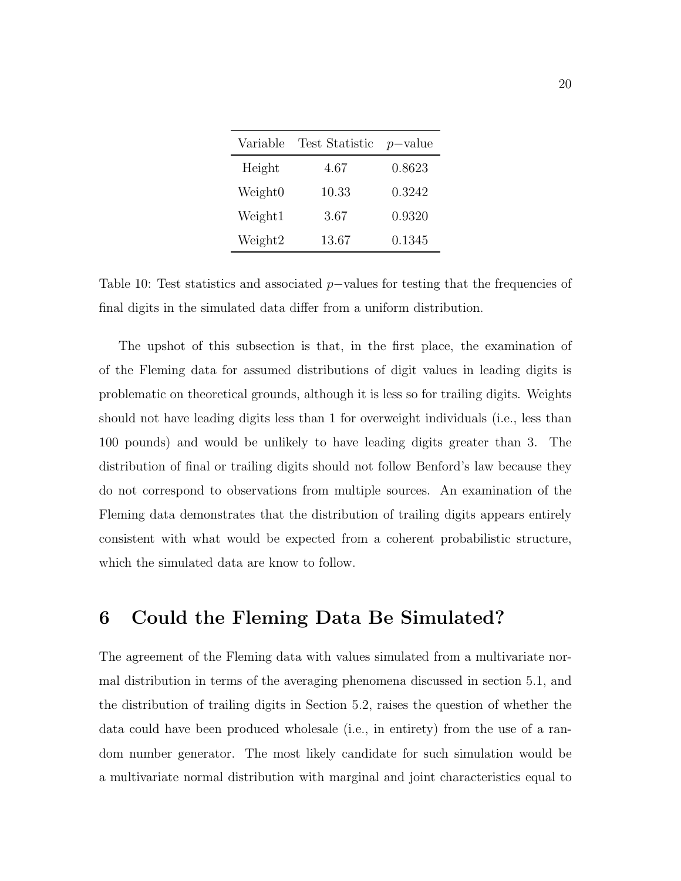| Variable | Test Statistic | $p-$value |
|---|---|---|
| Height | 4.67 | 0.8623 |
| Weight0 | 10.33 | 0.3242 |
| Weight1 | 3.67 | 0.9320 |
| Weight2 | 13.67 | 0.1345 |

Table 10: Test statistics and associated $p-$values for testing that the frequencies of final digits in the simulated data differ from a uniform distribution.

The upshot of this subsection is that, in the first place, the examination of of the Fleming data for assumed distributions of digit values in leading digits is problematic on theoretical grounds, although it is less so for trailing digits. Weights should not have leading digits less than 1 for overweight individuals (i.e., less than 100 pounds) and would be unlikely to have leading digits greater than 3. The distribution of final or trailing digits should not follow Benford's law because they do not correspond to observations from multiple sources. An examination of the Fleming data demonstrates that the distribution of trailing digits appears entirely consistent with what would be expected from a coherent probabilistic structure, which the simulated data are know to follow.

# 6 Could the Fleming Data Be Simulated?

The agreement of the Fleming data with values simulated from a multivariate normal distribution in terms of the averaging phenomena discussed in section 5.1, and the distribution of trailing digits in Section 5.2, raises the question of whether the data could have been produced wholesale (i.e., in entirety) from the use of a random number generator. The most likely candidate for such simulation would be a multivariate normal distribution with marginal and joint characteristics equal to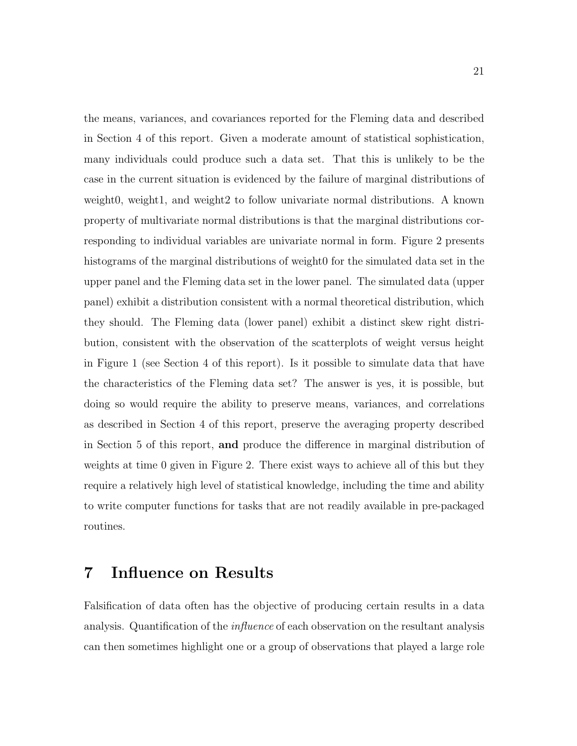the means, variances, and covariances reported for the Fleming data and described in Section 4 of this report. Given a moderate amount of statistical sophistication, many individuals could produce such a data set. That this is unlikely to be the case in the current situation is evidenced by the failure of marginal distributions of weight0, weight1, and weight2 to follow univariate normal distributions. A known property of multivariate normal distributions is that the marginal distributions corresponding to individual variables are univariate normal in form. Figure 2 presents histograms of the marginal distributions of weight0 for the simulated data set in the upper panel and the Fleming data set in the lower panel. The simulated data (upper panel) exhibit a distribution consistent with a normal theoretical distribution, which they should. The Fleming data (lower panel) exhibit a distinct skew right distribution, consistent with the observation of the scatterplots of weight versus height in Figure 1 (see Section 4 of this report). Is it possible to simulate data that have the characteristics of the Fleming data set? The answer is yes, it is possible, but doing so would require the ability to preserve means, variances, and correlations as described in Section 4 of this report, preserve the averaging property described in Section 5 of this report, **and** produce the difference in marginal distribution of weights at time 0 given in Figure 2. There exist ways to achieve all of this but they require a relatively high level of statistical knowledge, including the time and ability to write computer functions for tasks that are not readily available in pre-packaged routines.

# 7 Influence on Results

Falsification of data often has the objective of producing certain results in a data analysis. Quantification of the *influence* of each observation on the resultant analysis can then sometimes highlight one or a group of observations that played a large role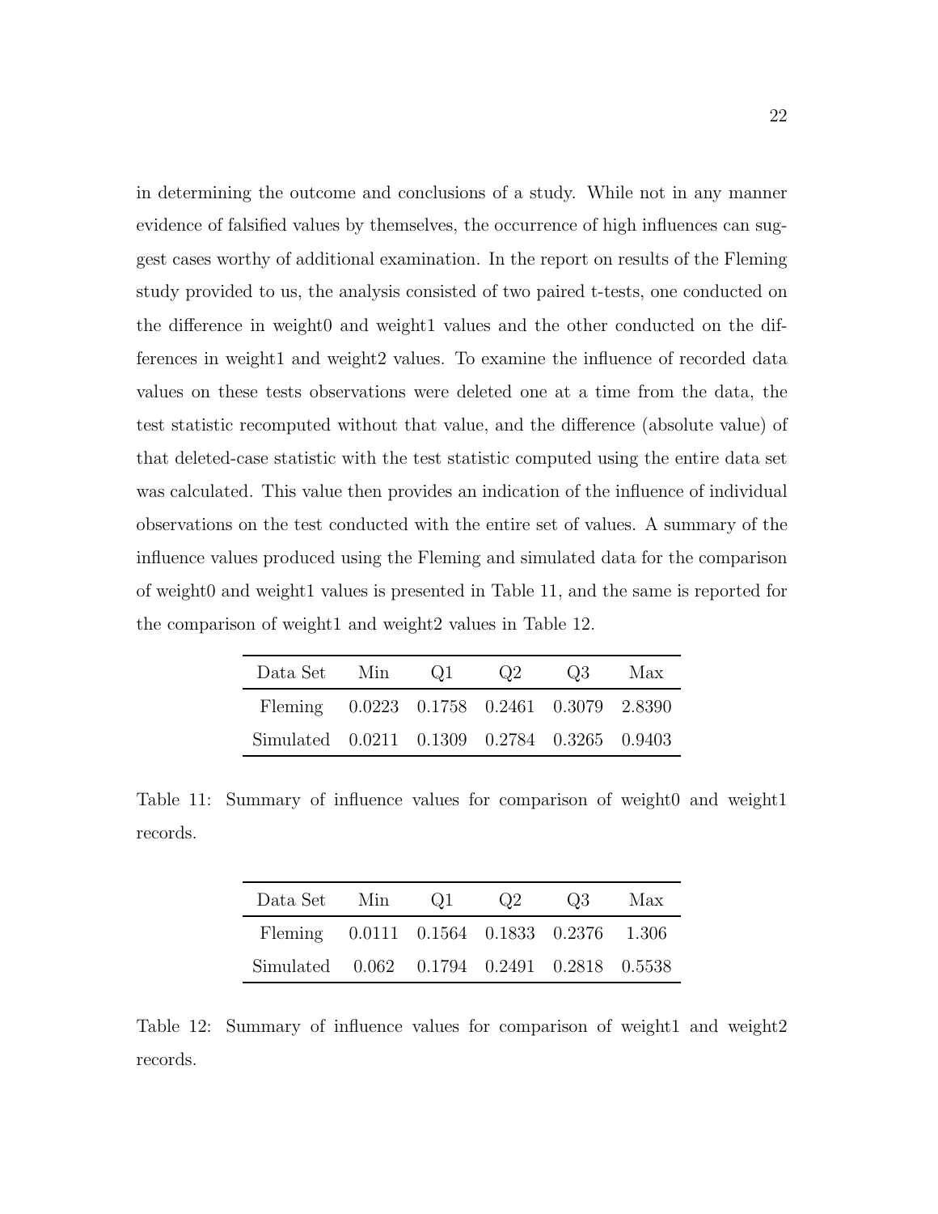in determining the outcome and conclusions of a study. While not in any manner evidence of falsified values by themselves, the occurrence of high influences can suggest cases worthy of additional examination. In the report on results of the Fleming study provided to us, the analysis consisted of two paired t-tests, one conducted on the difference in weight0 and weight1 values and the other conducted on the differences in weight1 and weight2 values. To examine the influence of recorded data values on these tests observations were deleted one at a time from the data, the test statistic recomputed without that value, and the difference (absolute value) of that deleted-case statistic with the test statistic computed using the entire data set was calculated. This value then provides an indication of the influence of individual observations on the test conducted with the entire set of values. A summary of the influence values produced using the Fleming and simulated data for the comparison of weight0 and weight1 values is presented in Table 11, and the same is reported for the comparison of weight1 and weight2 values in Table 12.

| Data Set | Min | Q1 | Q2 | Q3 | Max |
|---|---|---|---|---|---|
| Fleming | 0.0223 | 0.1758 | 0.2461 | 0.3079 | 2.8390 |
| Simulated | 0.0211 | 0.1309 | 0.2784 | 0.3265 | 0.9403 |

Table 11: Summary of influence values for comparison of weight0 and weight1 records.

| Data Set | Min | Q1 | Q2 | Q3 | Max |
|---|---|---|---|---|---|
| Fleming | 0.0111 | 0.1564 | 0.1833 | 0.2376 | 1.306 |
| Simulated | 0.062 | 0.1794 | 0.2491 | 0.2818 | 0.5538 |

Table 12: Summary of influence values for comparison of weight1 and weight2 records.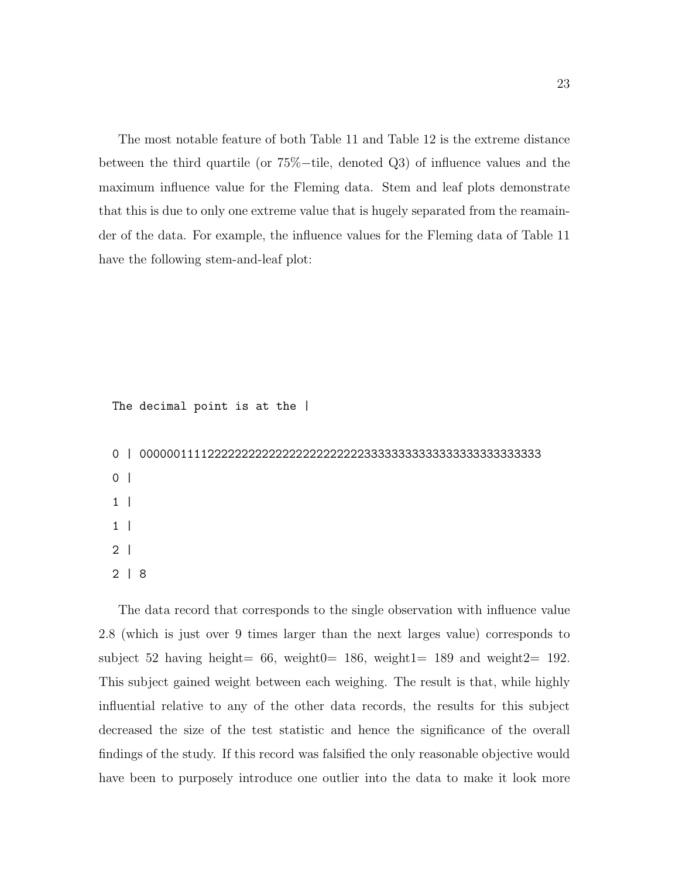The most notable feature of both Table 11 and Table 12 is the extreme distance between the third quartile (or 75%−tile, denoted Q3) of influence values and the maximum influence value for the Fleming data. Stem and leaf plots demonstrate that this is due to only one extreme value that is hugely separated from the reamainder of the data. For example, the influence values for the Fleming data of Table 11 have the following stem-and-leaf plot:

```
The decimal point is at the |

0 | 00000011112222222222222222222222222333333333333333333333333
0 |
1 |
1 |
2 |
2 | 8
```

The data record that corresponds to the single observation with influence value 2.8 (which is just over 9 times larger than the next larges value) corresponds to subject 52 having height= 66, weight0= 186, weight1= 189 and weight2= 192. This subject gained weight between each weighing. The result is that, while highly influential relative to any of the other data records, the results for this subject decreased the size of the test statistic and hence the significance of the overall findings of the study. If this record was falsified the only reasonable objective would have been to purposely introduce one outlier into the data to make it look more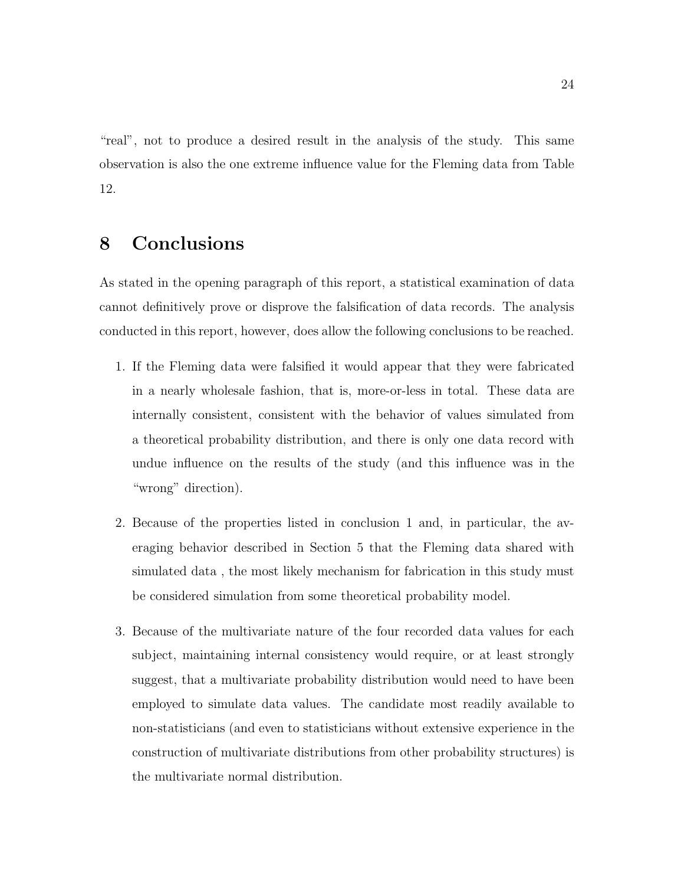"real", not to produce a desired result in the analysis of the study. This same observation is also the one extreme influence value for the Fleming data from Table 12.

# 8 Conclusions

As stated in the opening paragraph of this report, a statistical examination of data cannot definitively prove or disprove the falsification of data records. The analysis conducted in this report, however, does allow the following conclusions to be reached.

1. If the Fleming data were falsified it would appear that they were fabricated in a nearly wholesale fashion, that is, more-or-less in total. These data are internally consistent, consistent with the behavior of values simulated from a theoretical probability distribution, and there is only one data record with undue influence on the results of the study (and this influence was in the "wrong" direction).

2. Because of the properties listed in conclusion 1 and, in particular, the averaging behavior described in Section 5 that the Fleming data shared with simulated data , the most likely mechanism for fabrication in this study must be considered simulation from some theoretical probability model.

3. Because of the multivariate nature of the four recorded data values for each subject, maintaining internal consistency would require, or at least strongly suggest, that a multivariate probability distribution would need to have been employed to simulate data values. The candidate most readily available to non-statisticians (and even to statisticians without extensive experience in the construction of multivariate distributions from other probability structures) is the multivariate normal distribution.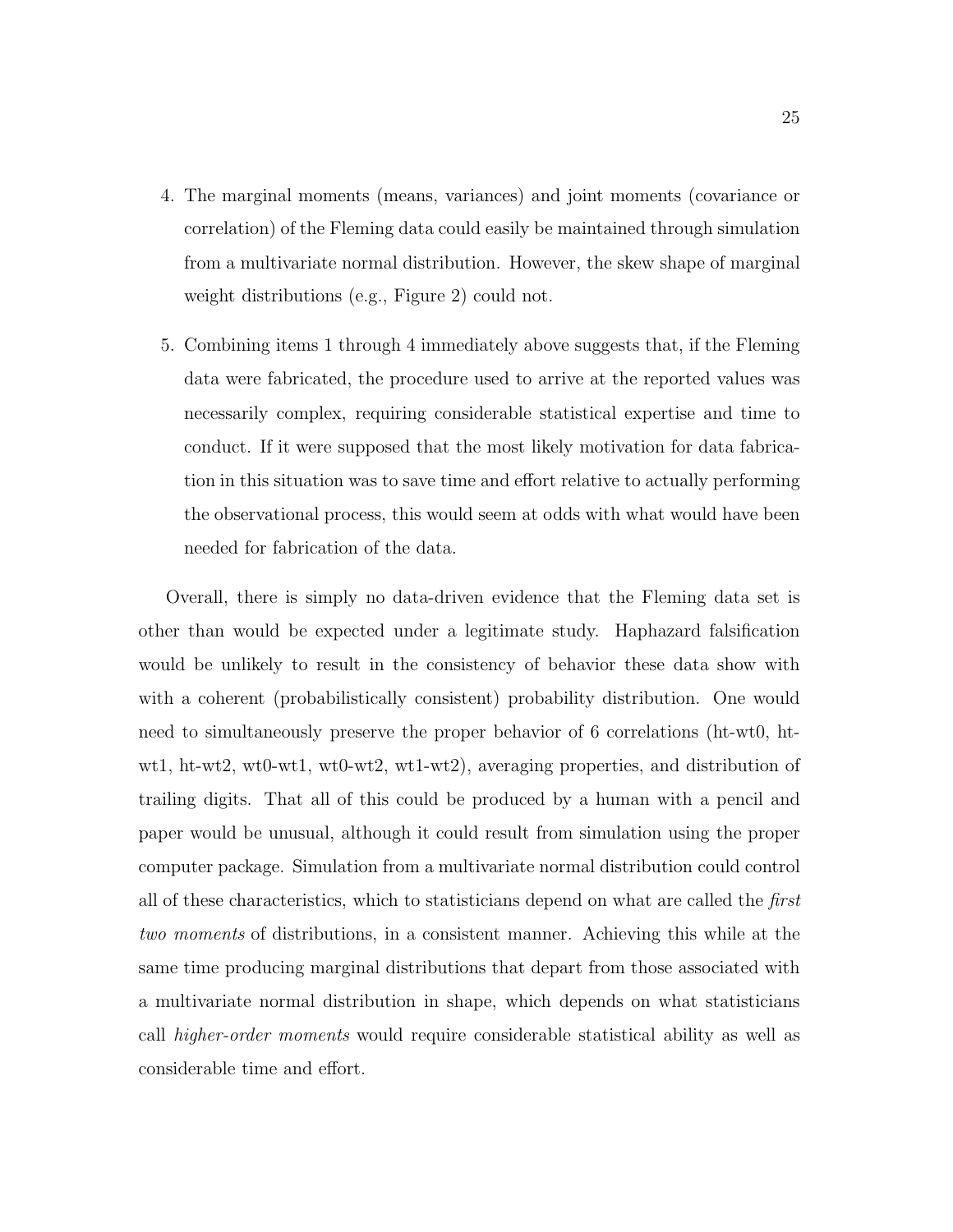4. The marginal moments (means, variances) and joint moments (covariance or correlation) of the Fleming data could easily be maintained through simulation from a multivariate normal distribution. However, the skew shape of marginal weight distributions (e.g., Figure 2) could not.

5. Combining items 1 through 4 immediately above suggests that, if the Fleming data were fabricated, the procedure used to arrive at the reported values was necessarily complex, requiring considerable statistical expertise and time to conduct. If it were supposed that the most likely motivation for data fabrication in this situation was to save time and effort relative to actually performing the observational process, this would seem at odds with what would have been needed for fabrication of the data.

Overall, there is simply no data-driven evidence that the Fleming data set is other than would be expected under a legitimate study. Haphazard falsification would be unlikely to result in the consistency of behavior these data show with with a coherent (probabilistically consistent) probability distribution. One would need to simultaneously preserve the proper behavior of 6 correlations (ht-wt0, ht-wt1, ht-wt2, wt0-wt1, wt0-wt2, wt1-wt2), averaging properties, and distribution of trailing digits. That all of this could be produced by a human with a pencil and paper would be unusual, although it could result from simulation using the proper computer package. Simulation from a multivariate normal distribution could control all of these characteristics, which to statisticians depend on what are called the *first two moments* of distributions, in a consistent manner. Achieving this while at the same time producing marginal distributions that depart from those associated with a multivariate normal distribution in shape, which depends on what statisticians call *higher-order moments* would require considerable statistical ability as well as considerable time and effort.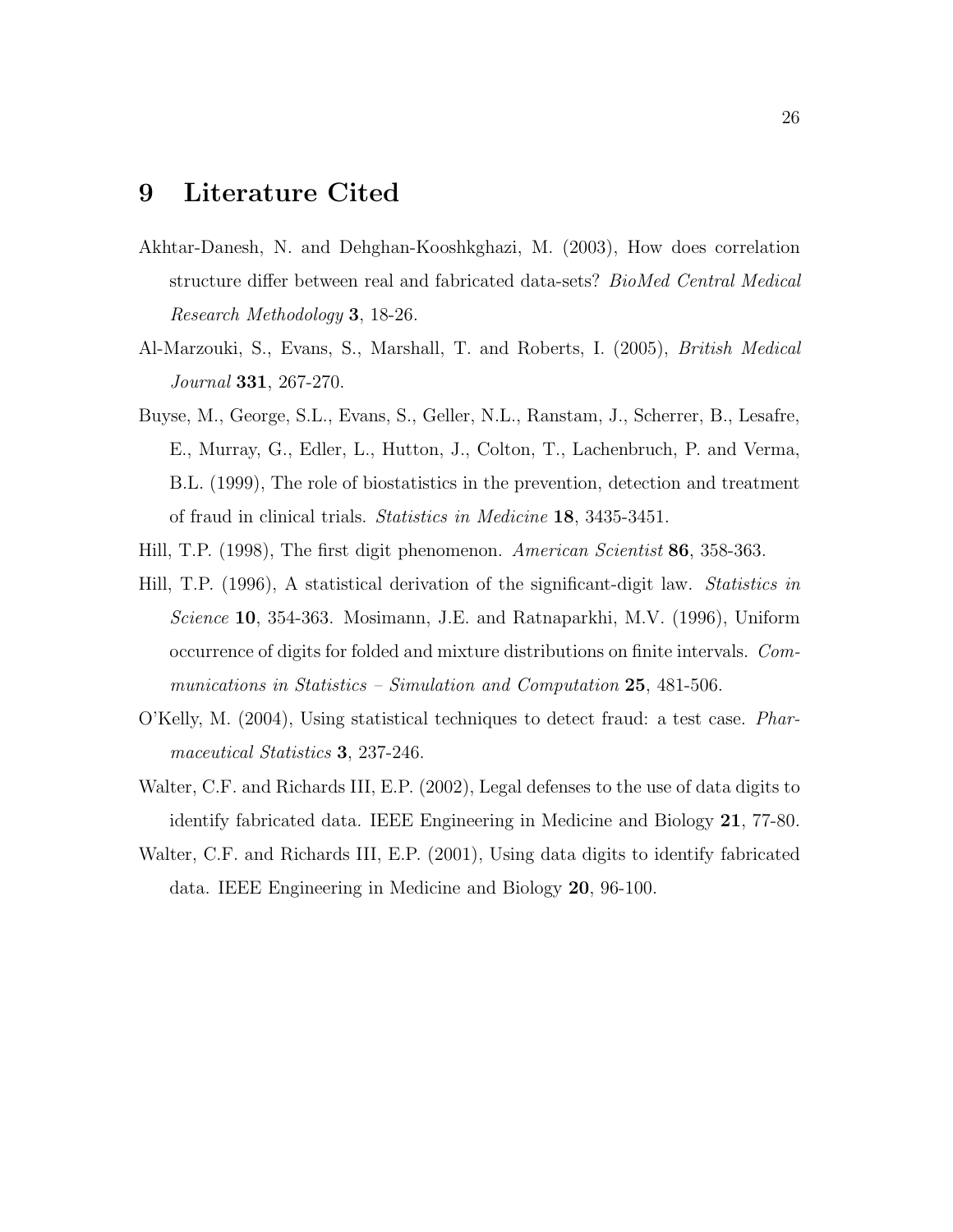# 9 Literature Cited

Akhtar-Danesh, N. and Dehghan-Kooshkghazi, M. (2003), How does correlation structure differ between real and fabricated data-sets? *BioMed Central Medical Research Methodology* **3**, 18-26.

Al-Marzouki, S., Evans, S., Marshall, T. and Roberts, I. (2005), *British Medical Journal* **331**, 267-270.

Buyse, M., George, S.L., Evans, S., Geller, N.L., Ranstam, J., Scherrer, B., Lesafre, E., Murray, G., Edler, L., Hutton, J., Colton, T., Lachenbruch, P. and Verma, B.L. (1999), The role of biostatistics in the prevention, detection and treatment of fraud in clinical trials. *Statistics in Medicine* **18**, 3435-3451.

Hill, T.P. (1998), The first digit phenomenon. *American Scientist* **86**, 358-363.

Hill, T.P. (1996), A statistical derivation of the significant-digit law. *Statistics in Science* **10**, 354-363. Mosimann, J.E. and Ratnaparkhi, M.V. (1996), Uniform occurrence of digits for folded and mixture distributions on finite intervals. *Communications in Statistics – Simulation and Computation* **25**, 481-506.

O'Kelly, M. (2004), Using statistical techniques to detect fraud: a test case. *Pharmaceutical Statistics* **3**, 237-246.

Walter, C.F. and Richards III, E.P. (2002), Legal defenses to the use of data digits to identify fabricated data. IEEE Engineering in Medicine and Biology **21**, 77-80.

Walter, C.F. and Richards III, E.P. (2001), Using data digits to identify fabricated data. IEEE Engineering in Medicine and Biology **20**, 96-100.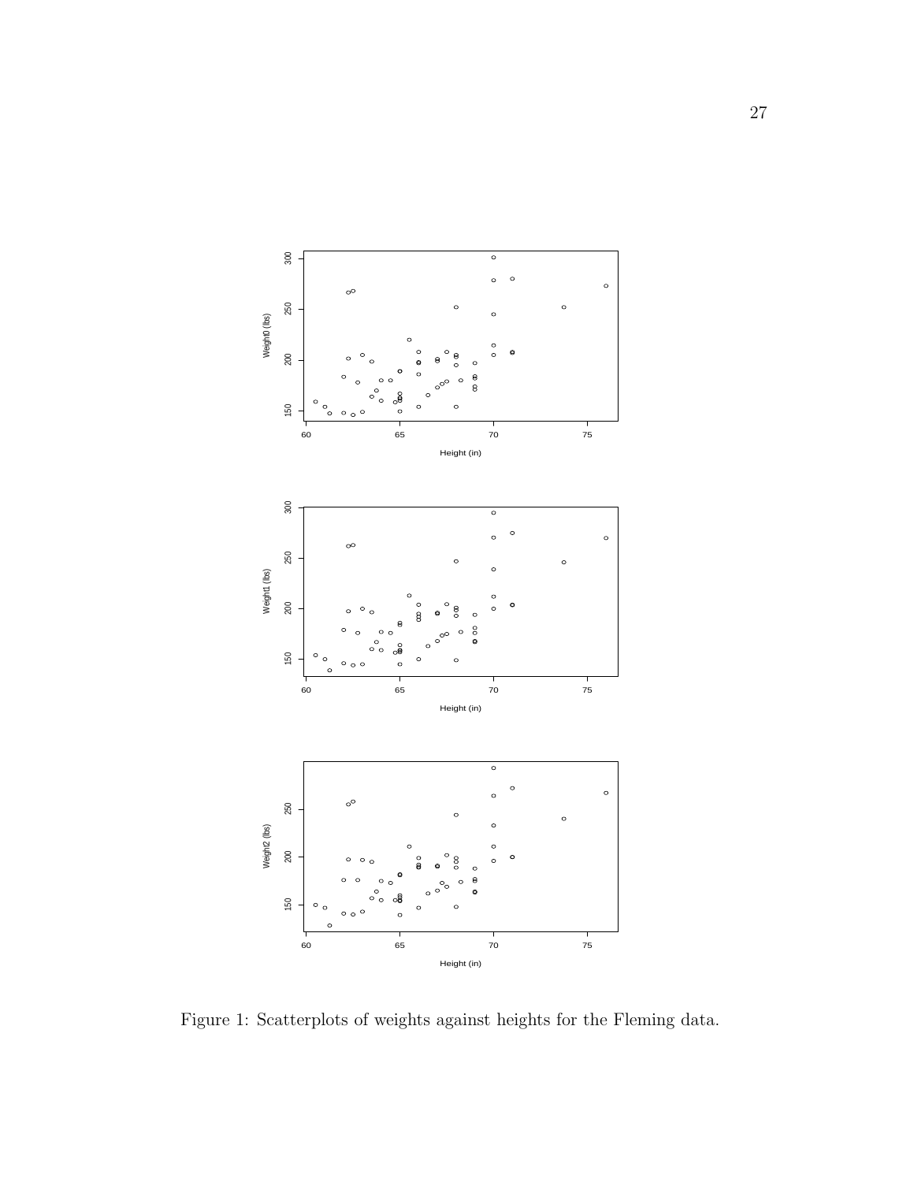Figure 1: Scatterplots of weights against heights for the Fleming data.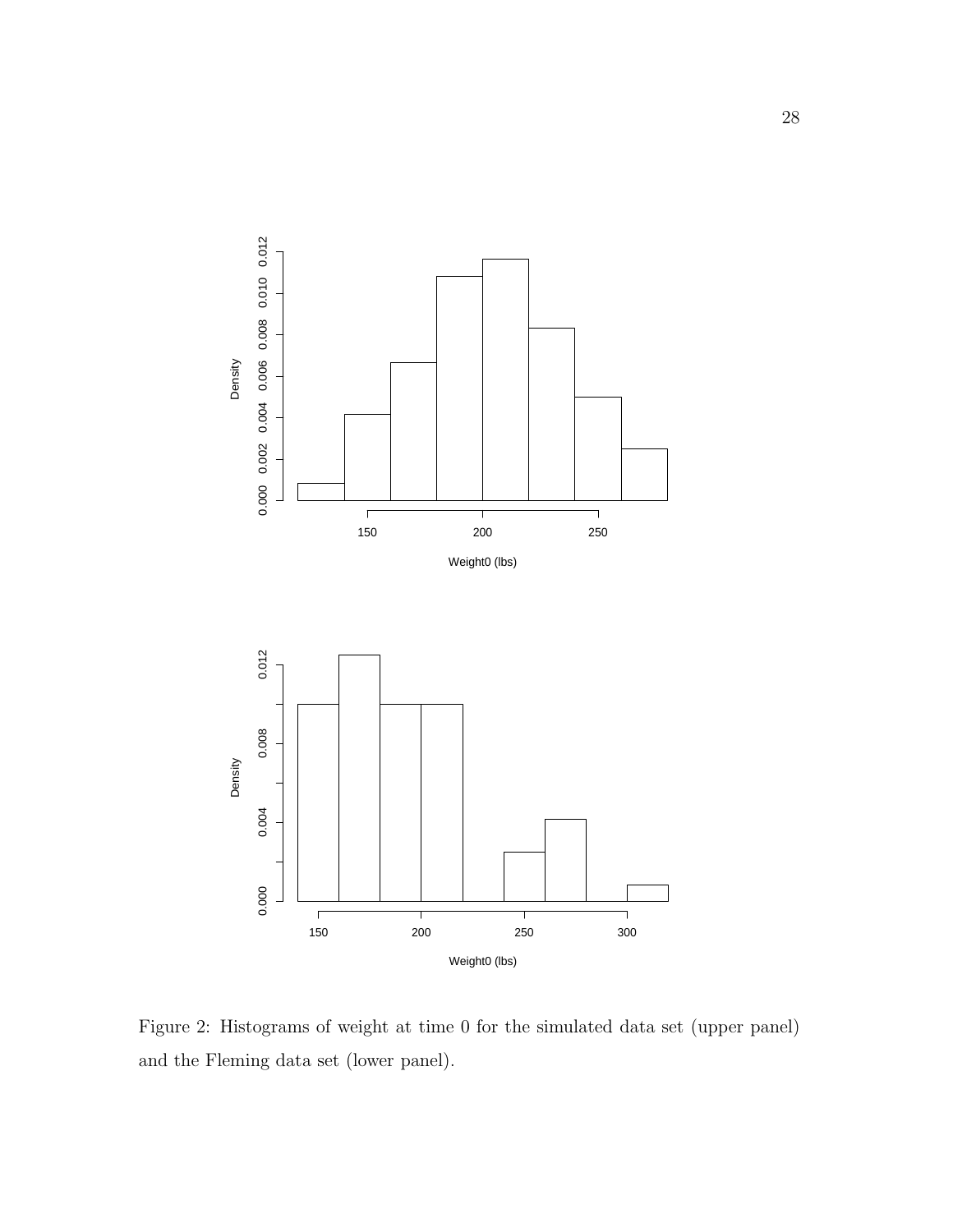Figure 2: Histograms of weight at time 0 for the simulated data set (upper panel) and the Fleming data set (lower panel).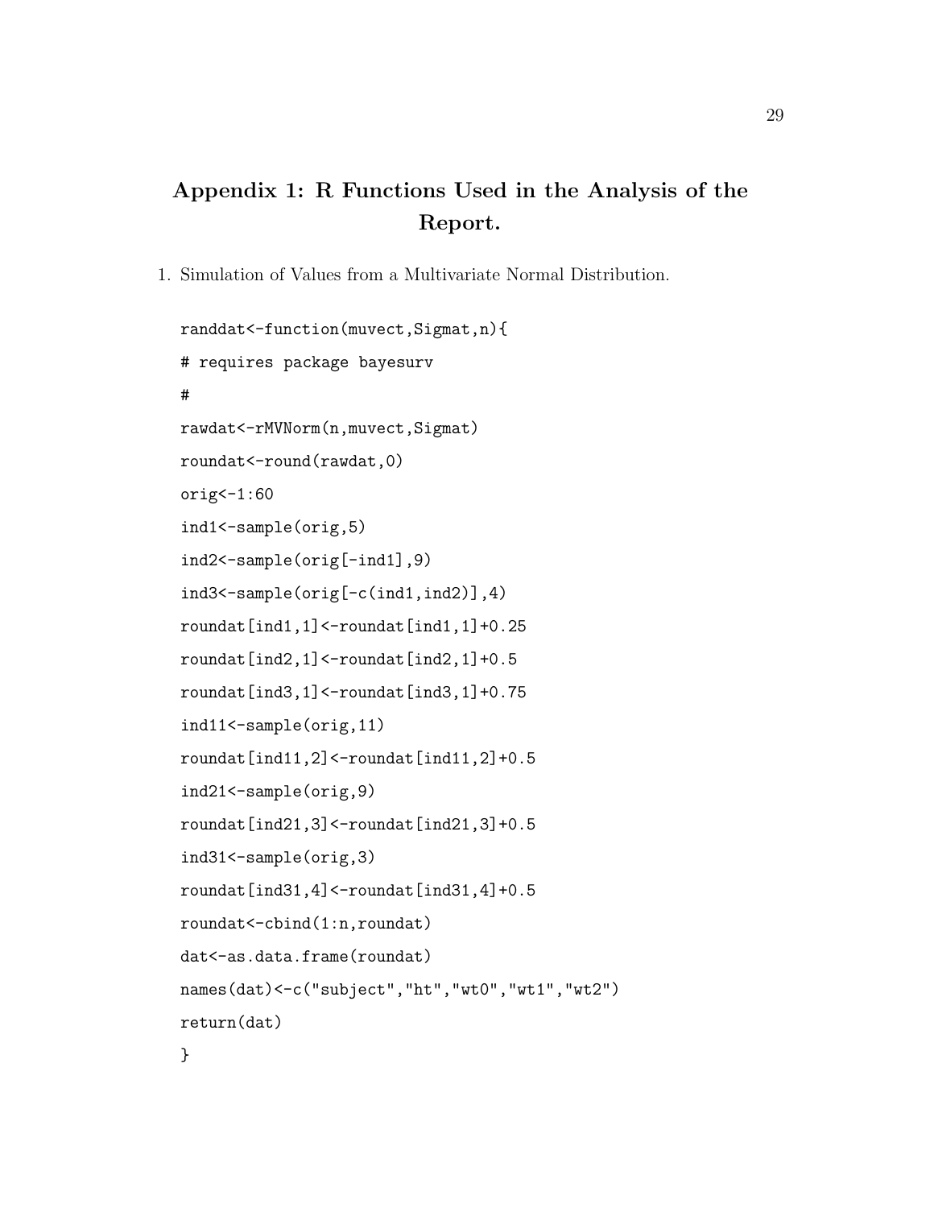# Appendix 1: R Functions Used in the Analysis of the Report.

1. Simulation of Values from a Multivariate Normal Distribution.

```
randdat<-function(muvect,Sigmat,n){
# requires package bayesurv
#
rawdat<-rMVNorm(n,muvect,Sigmat)
roundat<-round(rawdat,0)
orig<-1:60
ind1<-sample(orig,5)
ind2<-sample(orig[-ind1],9)
ind3<-sample(orig[-c(ind1,ind2)],4)
roundat[ind1,1]<-roundat[ind1,1]+0.25
roundat[ind2,1]<-roundat[ind2,1]+0.5
roundat[ind3,1]<-roundat[ind3,1]+0.75
ind11<-sample(orig,11)
roundat[ind11,2]<-roundat[ind11,2]+0.5
ind21<-sample(orig,9)
roundat[ind21,3]<-roundat[ind21,3]+0.5
ind31<-sample(orig,3)
roundat[ind31,4]<-roundat[ind31,4]+0.5
roundat<-cbind(1:n,roundat)
dat<-as.data.frame(roundat)
names(dat)<-c("subject","ht","wt0","wt1","wt2")
return(dat)
}
```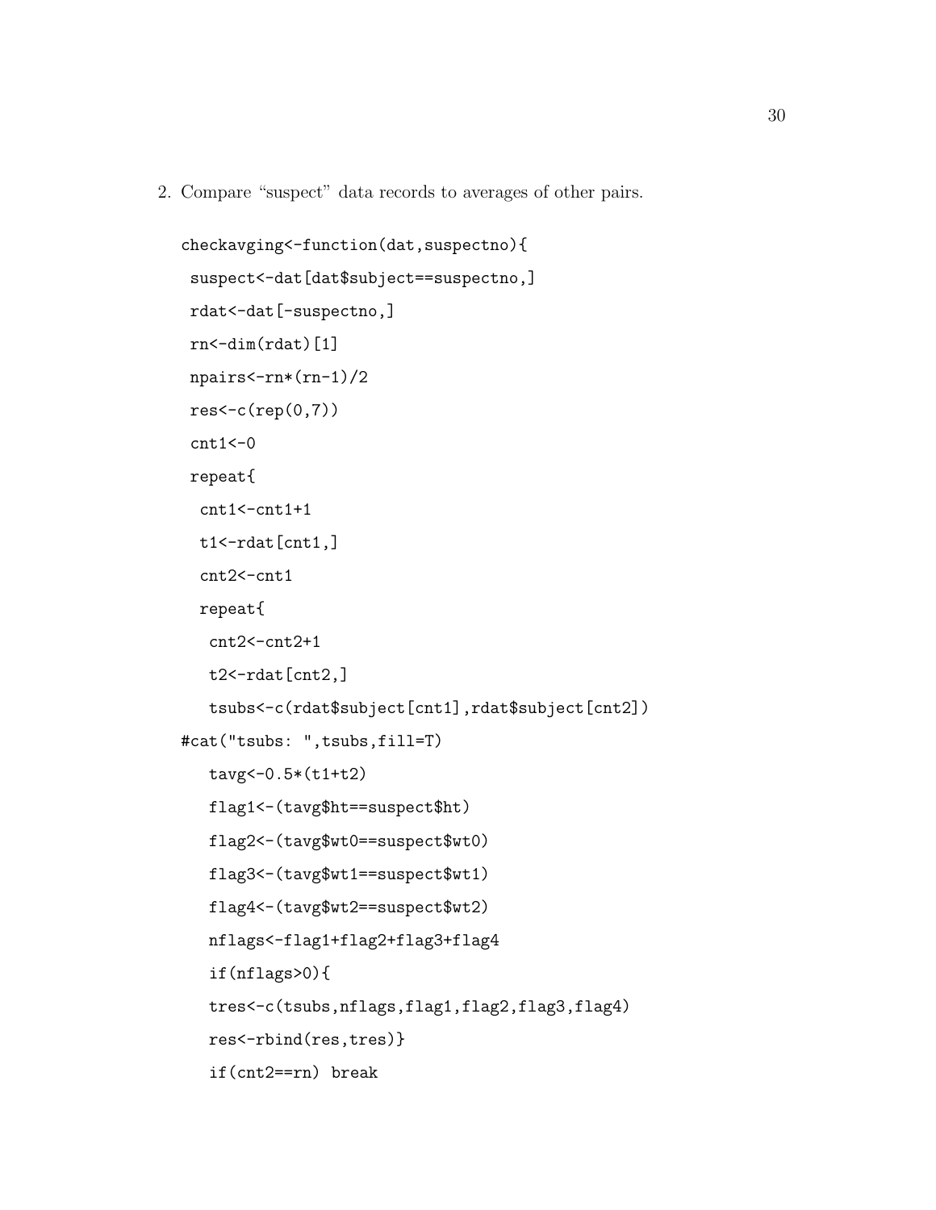2. Compare "suspect" data records to averages of other pairs.

```
checkavging<-function(dat,suspectno){
 suspect<-dat[dat$subject==suspectno,]
 rdat<-dat[-suspectno,]
 rn<-dim(rdat)[1]
 npairs<-rn*(rn-1)/2
 res<-c(rep(0,7))
 cnt1<-0
 repeat{
  cnt1<-cnt1+1
  t1<-rdat[cnt1,]
  cnt2<-cnt1
  repeat{
   cnt2<-cnt2+1
   t2<-rdat[cnt2,]
   tsubs<-c(rdat$subject[cnt1],rdat$subject[cnt2])
#cat("tsubs: ",tsubs,fill=T)
   tavg<-0.5*(t1+t2)
   flag1<-(tavg$ht==suspect$ht)
   flag2<-(tavg$wt0==suspect$wt0)
   flag3<-(tavg$wt1==suspect$wt1)
   flag4<-(tavg$wt2==suspect$wt2)
   nflags<-flag1+flag2+flag3+flag4
   if(nflags>0){
   tres<-c(tsubs,nflags,flag1,flag2,flag3,flag4)
   res<-rbind(res,tres)}
   if(cnt2==rn) break
```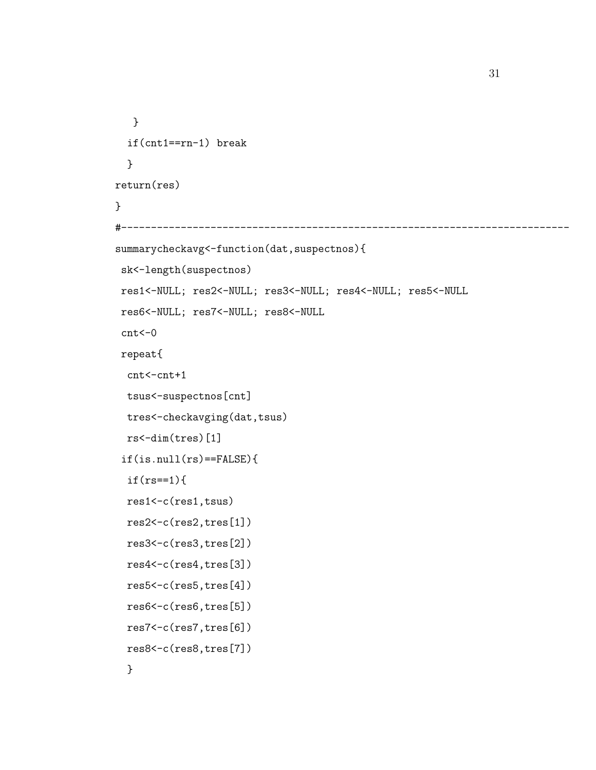```
   }
  if(cnt1==rn-1) break
  }
return(res)
}
#--------------------------------------------------------------------------
summarycheckavg<-function(dat,suspectnos){
 sk<-length(suspectnos)
 res1<-NULL; res2<-NULL; res3<-NULL; res4<-NULL; res5<-NULL
 res6<-NULL; res7<-NULL; res8<-NULL
 cnt<-0
 repeat{
  cnt<-cnt+1
  tsus<-suspectnos[cnt]
  tres<-checkavging(dat,tsus)
  rs<-dim(tres)[1]
 if(is.null(rs)==FALSE){
  if(rs==1){
  res1<-c(res1,tsus)
  res2<-c(res2,tres[1])
  res3<-c(res3,tres[2])
  res4<-c(res4,tres[3])
  res5<-c(res5,tres[4])
  res6<-c(res6,tres[5])
  res7<-c(res7,tres[6])
  res8<-c(res8,tres[7])
  }
```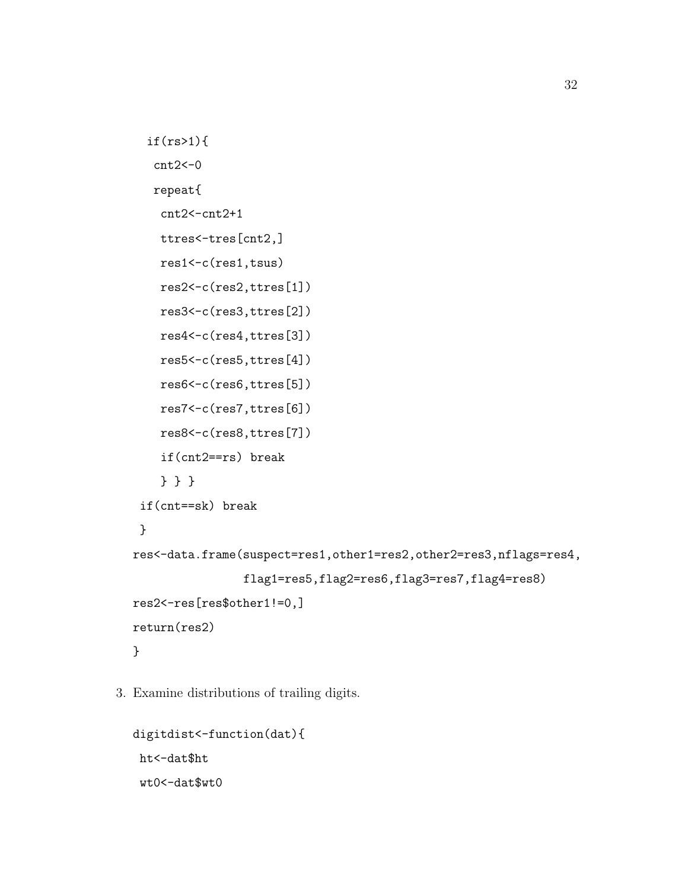```
   if(rs>1){
    cnt2<-0
    repeat{
     cnt2<-cnt2+1
     ttres<-tres[cnt2,]
     res1<-c(res1,tsus)
     res2<-c(res2,ttres[1])
     res3<-c(res3,ttres[2])
     res4<-c(res4,ttres[3])
     res5<-c(res5,ttres[4])
     res6<-c(res6,ttres[5])
     res7<-c(res7,ttres[6])
     res8<-c(res8,ttres[7])
     if(cnt2==rs) break
     } } }
  if(cnt==sk) break
  }
 res<-data.frame(suspect=res1,other1=res2,other2=res3,nflags=res4,
                flag1=res5,flag2=res6,flag3=res7,flag4=res8)
 res2<-res[res$other1!=0,]
 return(res2)
 }
```

3. Examine distributions of trailing digits.

```
digitdist<-function(dat){
 ht<-dat$ht
 wt0<-dat$wt0
```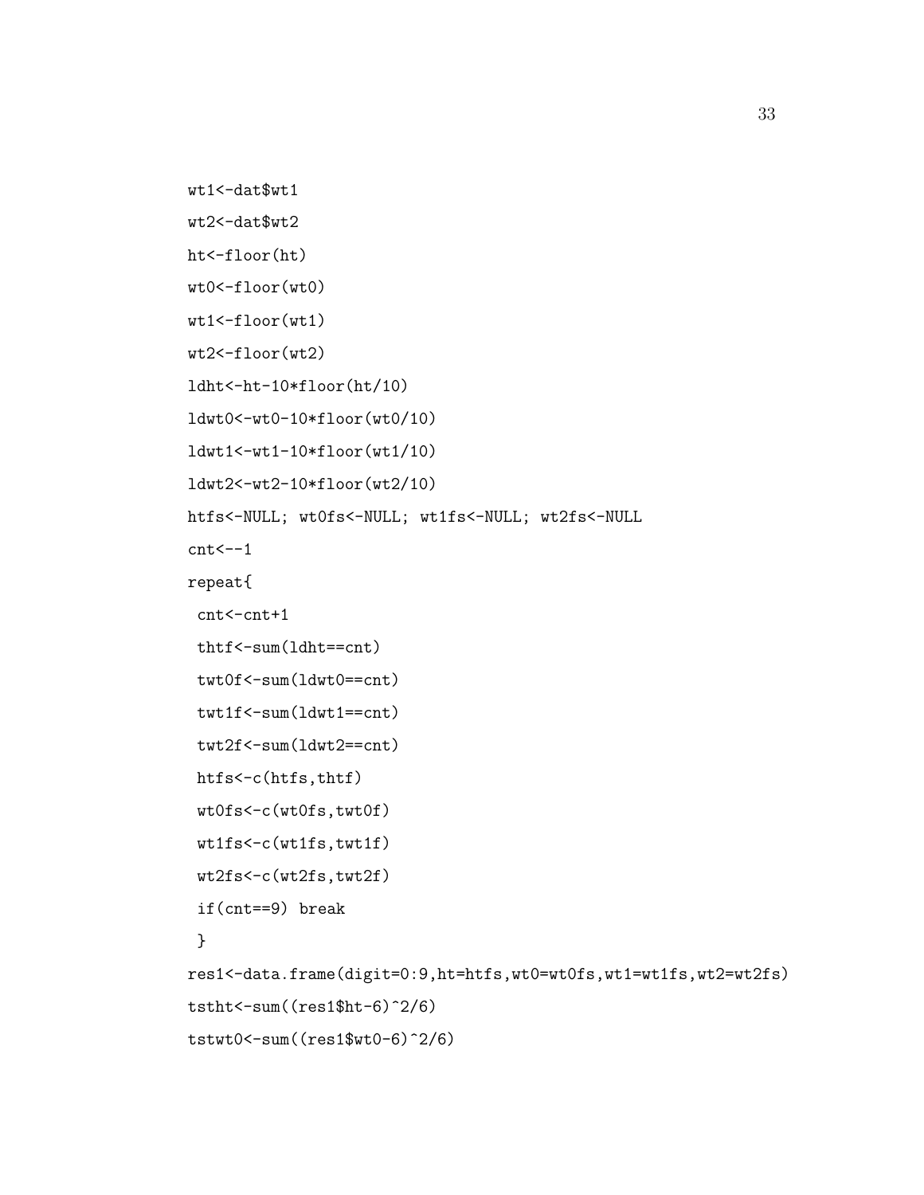```
wt1<-dat$wt1
wt2<-dat$wt2
ht<-floor(ht)
wt0<-floor(wt0)
wt1<-floor(wt1)
wt2<-floor(wt2)
ldht<-ht-10*floor(ht/10)
ldwt0<-wt0-10*floor(wt0/10)
ldwt1<-wt1-10*floor(wt1/10)
ldwt2<-wt2-10*floor(wt2/10)
htfs<-NULL; wt0fs<-NULL; wt1fs<-NULL; wt2fs<-NULL
cnt<--1
repeat{
 cnt<-cnt+1
 thtf<-sum(ldht==cnt)
 twt0f<-sum(ldwt0==cnt)
 twt1f<-sum(ldwt1==cnt)
 twt2f<-sum(ldwt2==cnt)
 htfs<-c(htfs,thtf)
 wt0fs<-c(wt0fs,twt0f)
 wt1fs<-c(wt1fs,twt1f)
 wt2fs<-c(wt2fs,twt2f)
 if(cnt==9) break
 }
res1<-data.frame(digit=0:9,ht=htfs,wt0=wt0fs,wt1=wt1fs,wt2=wt2fs)
tstht<-sum((res1$ht-6)^2/6)
tstwt0<-sum((res1$wt0-6)^2/6)
```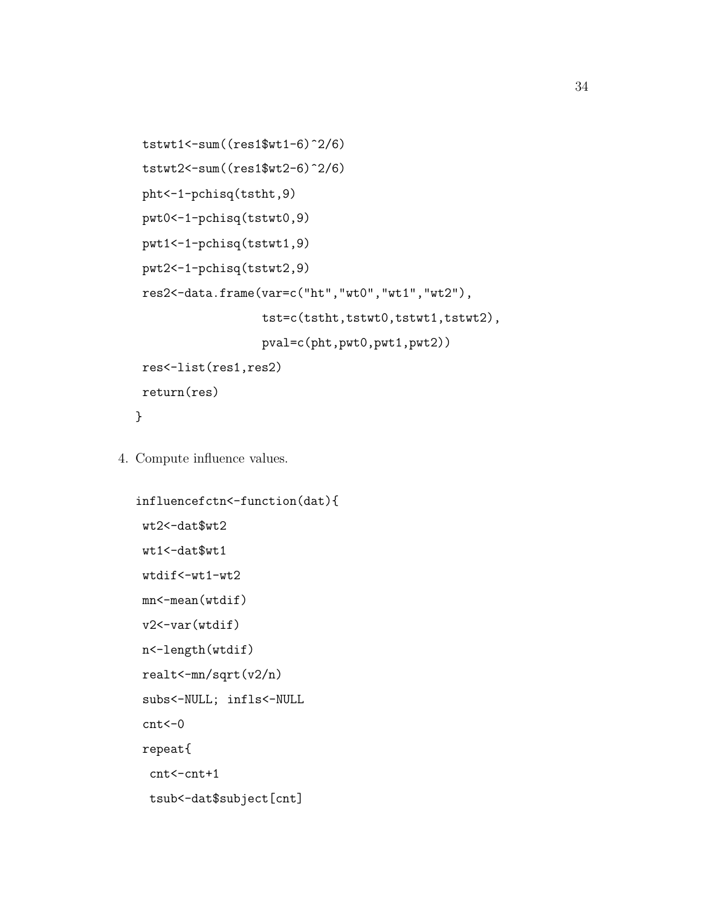```
 tstwt1<-sum((res1$wt1-6)^2/6)
 tstwt2<-sum((res1$wt2-6)^2/6)
 pht<-1-pchisq(tstht,9)
 pwt0<-1-pchisq(tstwt0,9)
 pwt1<-1-pchisq(tstwt1,9)
 pwt2<-1-pchisq(tstwt2,9)
 res2<-data.frame(var=c("ht","wt0","wt1","wt2"),
                  tst=c(tstht,tstwt0,tstwt1,tstwt2),
                  pval=c(pht,pwt0,pwt1,pwt2))
 res<-list(res1,res2)
 return(res)
}
```

4. Compute influence values.

```
influencefctn<-function(dat){
 wt2<-dat$wt2
 wt1<-dat$wt1
 wtdif<-wt1-wt2
 mn<-mean(wtdif)
 v2<-var(wtdif)
 n<-length(wtdif)
 realt<-mn/sqrt(v2/n)
 subs<-NULL; infls<-NULL
 cnt<-0
 repeat{
  cnt<-cnt+1
  tsub<-dat$subject[cnt]
```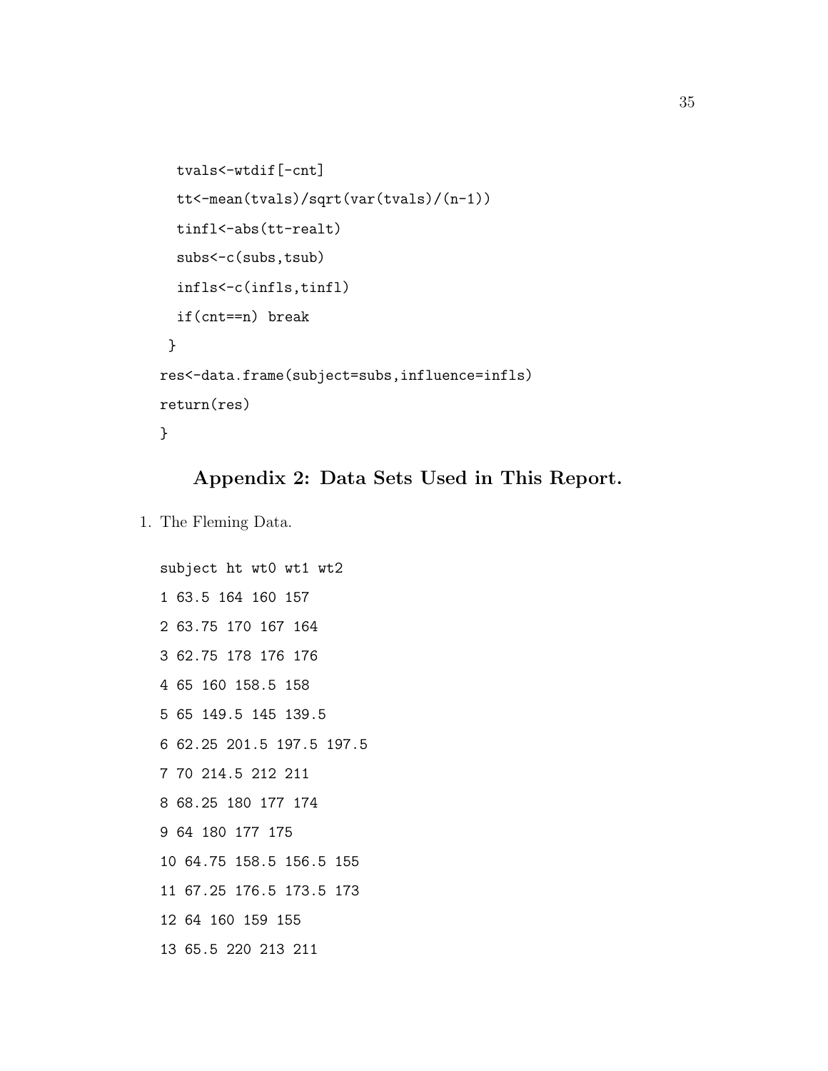```
  tvals<-wtdif[-cnt]
  tt<-mean(tvals)/sqrt(var(tvals)/(n-1))
  tinfl<-abs(tt-realt)
  subs<-c(subs,tsub)
  infls<-c(infls,tinfl)
  if(cnt==n) break
 }
res<-data.frame(subject=subs,influence=infls)
return(res)
}
```

## Appendix 2: Data Sets Used in This Report.

1. The Fleming Data.

```
subject ht wt0 wt1 wt2
1 63.5 164 160 157
2 63.75 170 167 164
3 62.75 178 176 176
4 65 160 158.5 158
5 65 149.5 145 139.5
6 62.25 201.5 197.5 197.5
7 70 214.5 212 211
8 68.25 180 177 174
9 64 180 177 175
10 64.75 158.5 156.5 155
11 67.25 176.5 173.5 173
12 64 160 159 155
13 65.5 220 213 211
```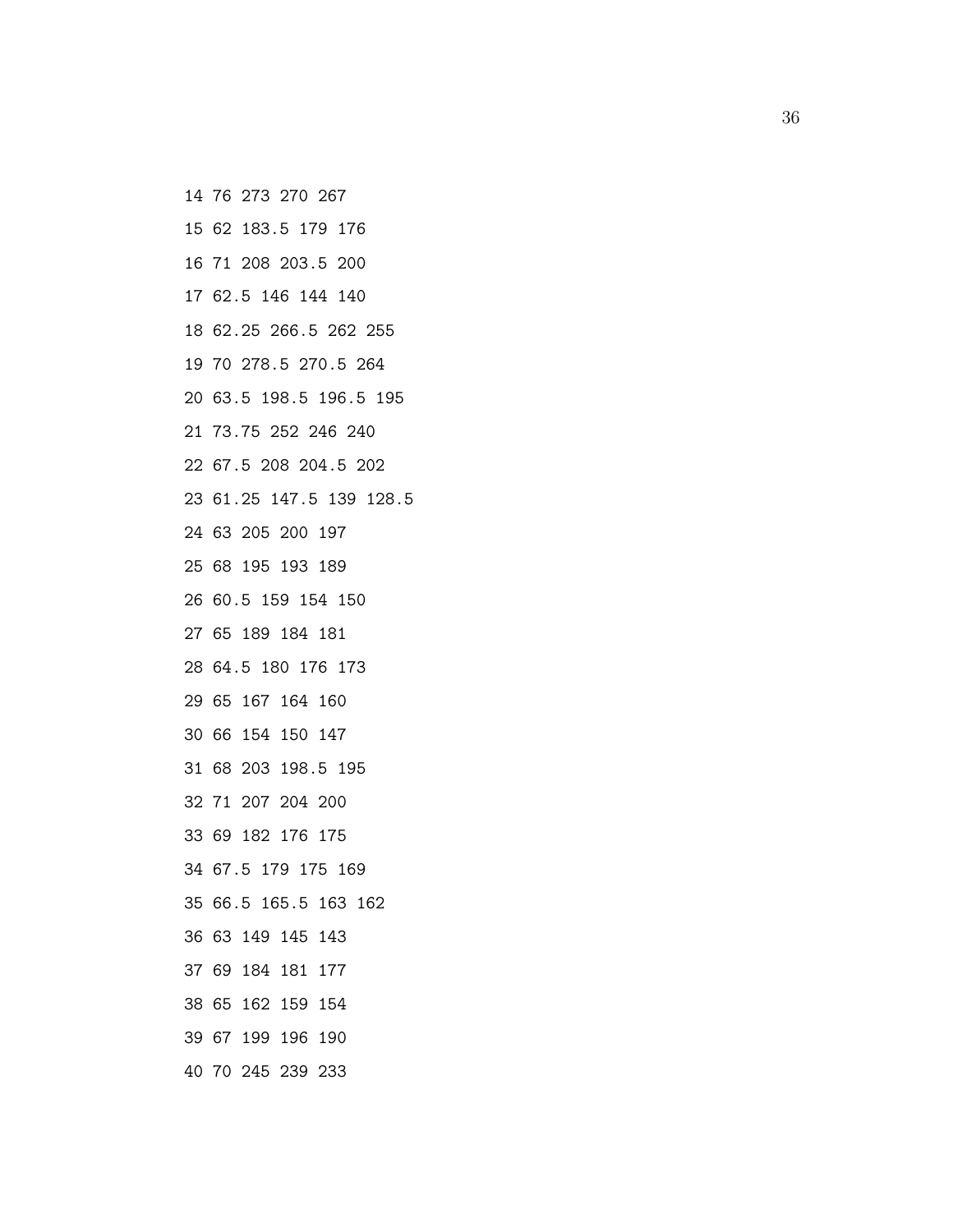```
14 76 273 270 267
15 62 183.5 179 176
16 71 208 203.5 200
17 62.5 146 144 140
18 62.25 266.5 262 255
19 70 278.5 270.5 264
20 63.5 198.5 196.5 195
21 73.75 252 246 240
22 67.5 208 204.5 202
23 61.25 147.5 139 128.5
24 63 205 200 197
25 68 195 193 189
26 60.5 159 154 150
27 65 189 184 181
28 64.5 180 176 173
29 65 167 164 160
30 66 154 150 147
31 68 203 198.5 195
32 71 207 204 200
33 69 182 176 175
34 67.5 179 175 169
35 66.5 165.5 163 162
36 63 149 145 143
37 69 184 181 177
38 65 162 159 154
39 67 199 196 190
40 70 245 239 233
```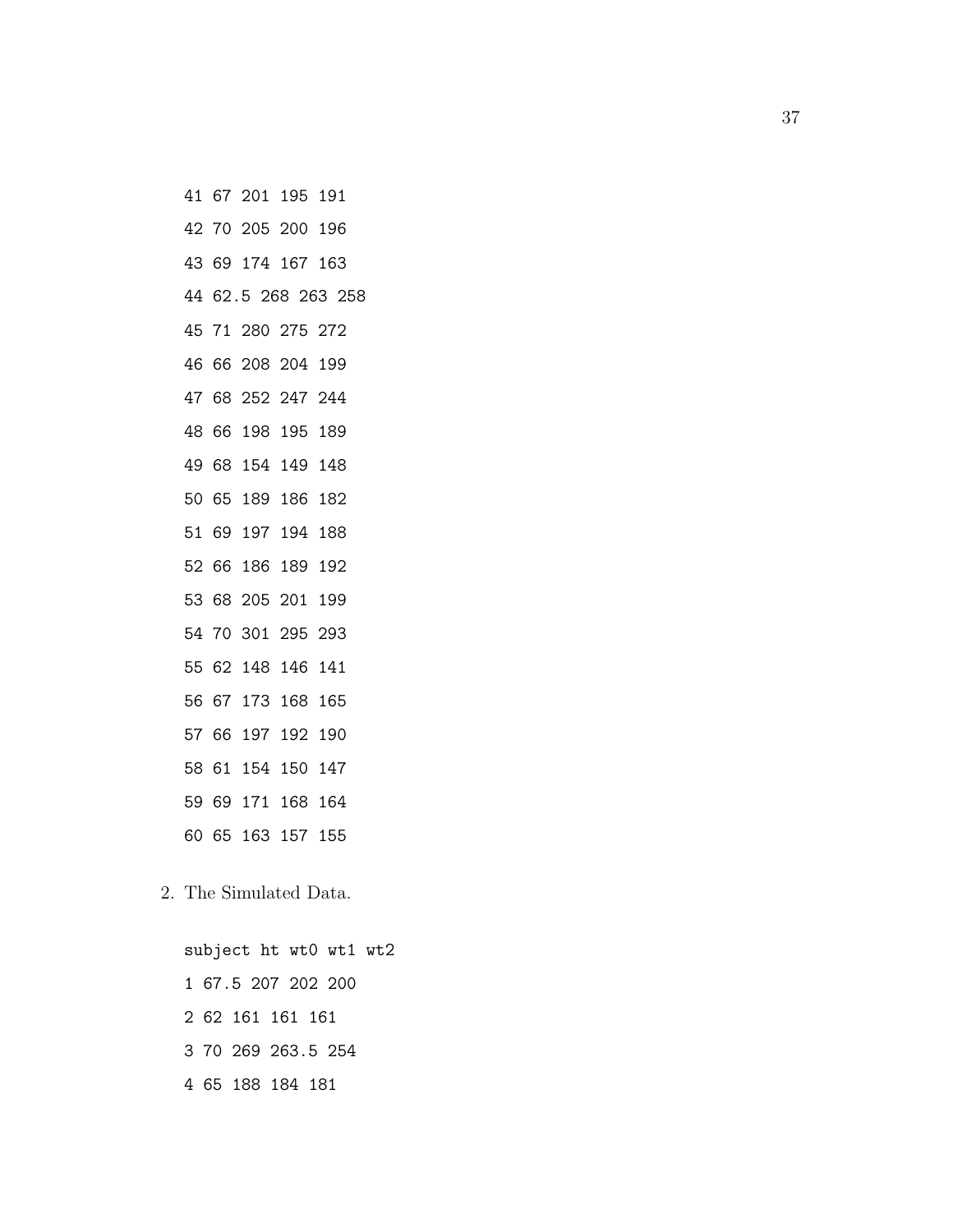```
41 67 201 195 191
42 70 205 200 196
43 69 174 167 163
44 62.5 268 263 258
45 71 280 275 272
46 66 208 204 199
47 68 252 247 244
48 66 198 195 189
49 68 154 149 148
50 65 189 186 182
51 69 197 194 188
52 66 186 189 192
53 68 205 201 199
54 70 301 295 293
55 62 148 146 141
56 67 173 168 165
57 66 197 192 190
58 61 154 150 147
59 69 171 168 164
60 65 163 157 155
```

2. The Simulated Data.

```
subject ht wt0 wt1 wt2
1 67.5 207 202 200
2 62 161 161 161
3 70 269 263.5 254
4 65 188 184 181
```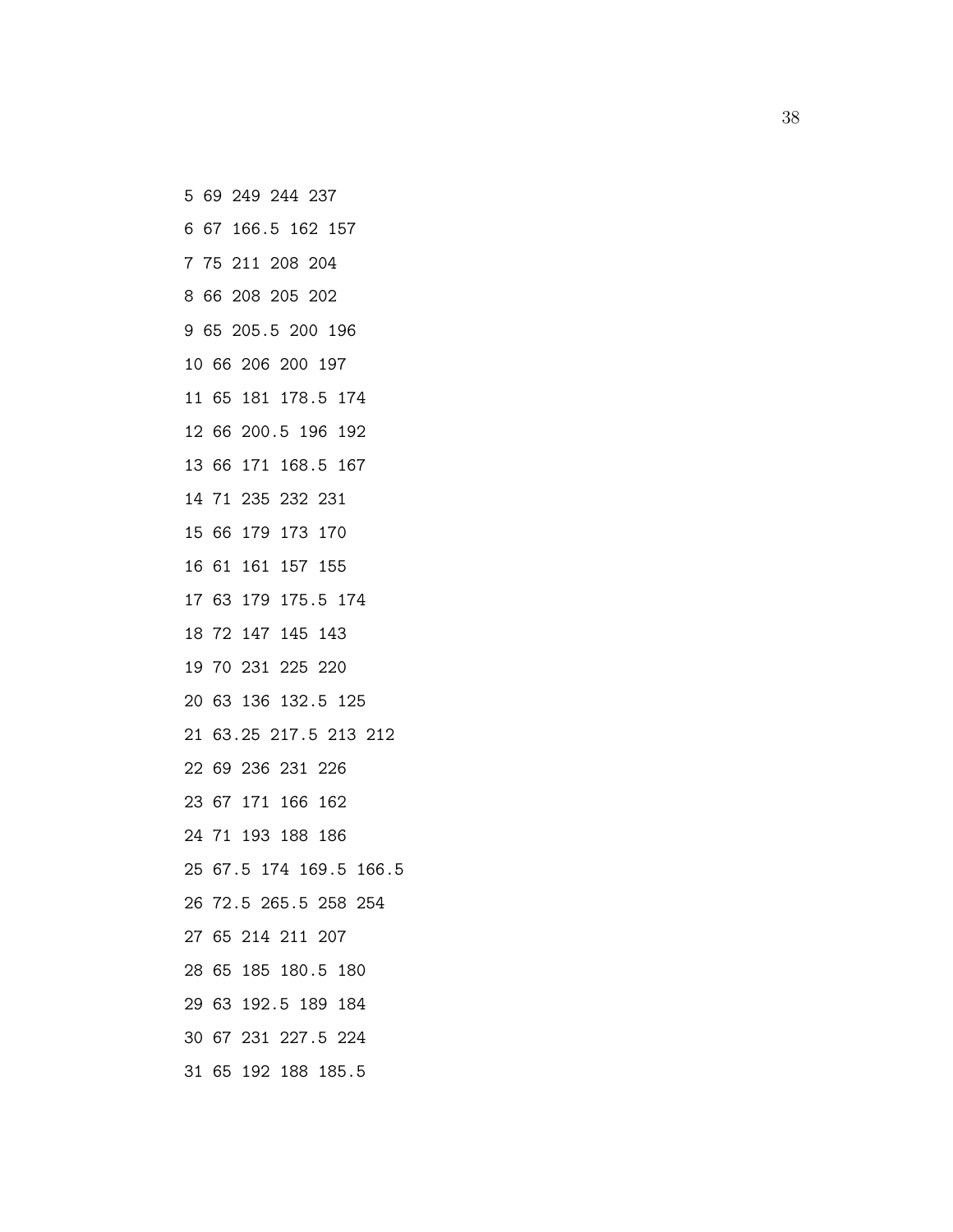```
5 69 249 244 237
6 67 166.5 162 157
7 75 211 208 204
8 66 208 205 202
9 65 205.5 200 196
10 66 206 200 197
11 65 181 178.5 174
12 66 200.5 196 192
13 66 171 168.5 167
14 71 235 232 231
15 66 179 173 170
16 61 161 157 155
17 63 179 175.5 174
18 72 147 145 143
19 70 231 225 220
20 63 136 132.5 125
21 63.25 217.5 213 212
22 69 236 231 226
23 67 171 166 162
24 71 193 188 186
25 67.5 174 169.5 166.5
26 72.5 265.5 258 254
27 65 214 211 207
28 65 185 180.5 180
29 63 192.5 189 184
30 67 231 227.5 224
31 65 192 188 185.5
```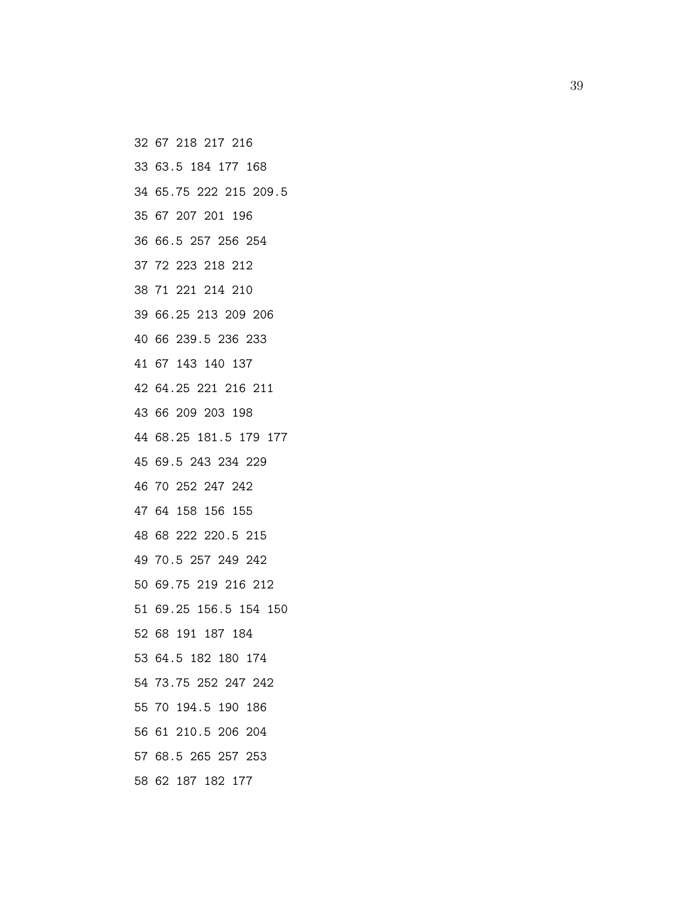32 67 218 217 216

33 63.5 184 177 168

34 65.75 222 215 209.5

35 67 207 201 196

36 66.5 257 256 254

37 72 223 218 212

38 71 221 214 210

39 66.25 213 209 206

40 66 239.5 236 233

41 67 143 140 137

42 64.25 221 216 211

43 66 209 203 198

44 68.25 181.5 179 177

45 69.5 243 234 229

46 70 252 247 242

47 64 158 156 155

48 68 222 220.5 215

49 70.5 257 249 242

50 69.75 219 216 212

51 69.25 156.5 154 150

52 68 191 187 184

53 64.5 182 180 174

54 73.75 252 247 242

55 70 194.5 190 186

56 61 210.5 206 204

57 68.5 265 257 253

58 62 187 182 177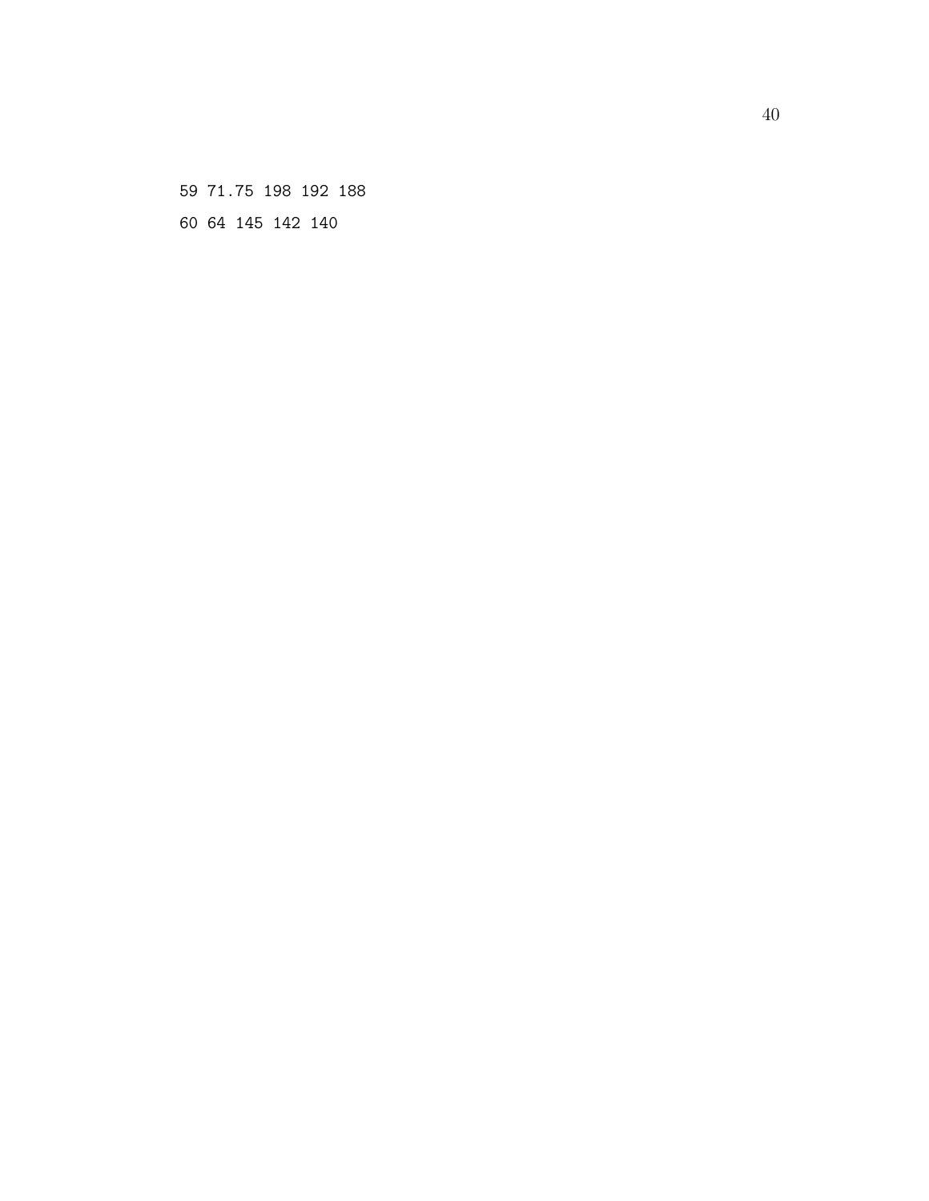```
59 71.75 198 192 188
60 64 145 142 140
```